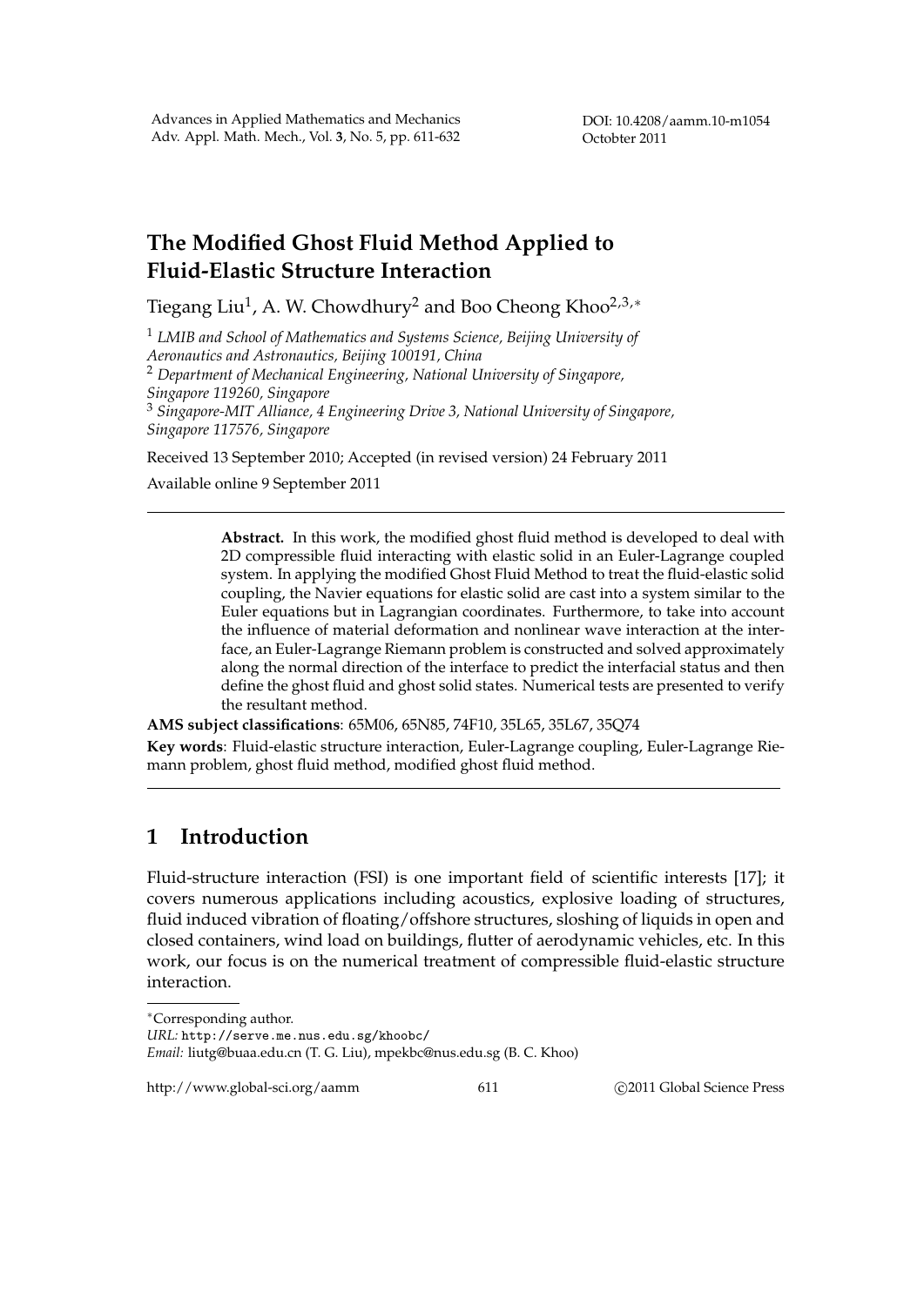Advances in Applied Mathematics and Mechanics
Adv. Appl. Math. Mech., Vol. **3**, No. 5, pp. 611-632

DOI: 10.4208/aamm.10-m1054
Octobter 2011

# The Modified Ghost Fluid Method Applied to Fluid-Elastic Structure Interaction

Tiegang Liu[1], A. W. Chowdhury[2] and Boo Cheong Khoo[2,3,∗]

[1] *LMIB and School of Mathematics and Systems Science, Beijing University of Aeronautics and Astronautics, Beijing 100191, China*
[2] *Department of Mechanical Engineering, National University of Singapore, Singapore 119260, Singapore*
[3] *Singapore-MIT Alliance, 4 Engineering Drive 3, National University of Singapore, Singapore 117576, Singapore*

Received 13 September 2010; Accepted (in revised version) 24 February 2011

Available online 9 September 2011

---

> **Abstract.** In this work, the modified ghost fluid method is developed to deal with 2D compressible fluid interacting with elastic solid in an Euler-Lagrange coupled system. In applying the modified Ghost Fluid Method to treat the fluid-elastic solid coupling, the Navier equations for elastic solid are cast into a system similar to the Euler equations but in Lagrangian coordinates. Furthermore, to take into account the influence of material deformation and nonlinear wave interaction at the interface, an Euler-Lagrange Riemann problem is constructed and solved approximately along the normal direction of the interface to predict the interfacial status and then define the ghost fluid and ghost solid states. Numerical tests are presented to verify the resultant method.

**AMS subject classifications**: 65M06, 65N85, 74F10, 35L65, 35L67, 35Q74

**Key words**: Fluid-elastic structure interaction, Euler-Lagrange coupling, Euler-Lagrange Riemann problem, ghost fluid method, modified ghost fluid method.

---

## 1 Introduction

Fluid-structure interaction (FSI) is one important field of scientific interests [17]; it covers numerous applications including acoustics, explosive loading of structures, fluid induced vibration of floating/offshore structures, sloshing of liquids in open and closed containers, wind load on buildings, flutter of aerodynamic vehicles, etc. In this work, our focus is on the numerical treatment of compressible fluid-elastic structure interaction.

---

∗Corresponding author.
*URL:* http://serve.me.nus.edu.sg/khoobc/
*Email:* liutg@buaa.edu.cn (T. G. Liu), mpekbc@nus.edu.sg (B. C. Khoo)

http://www.global-sci.org/aamm ©2011 Global Science Press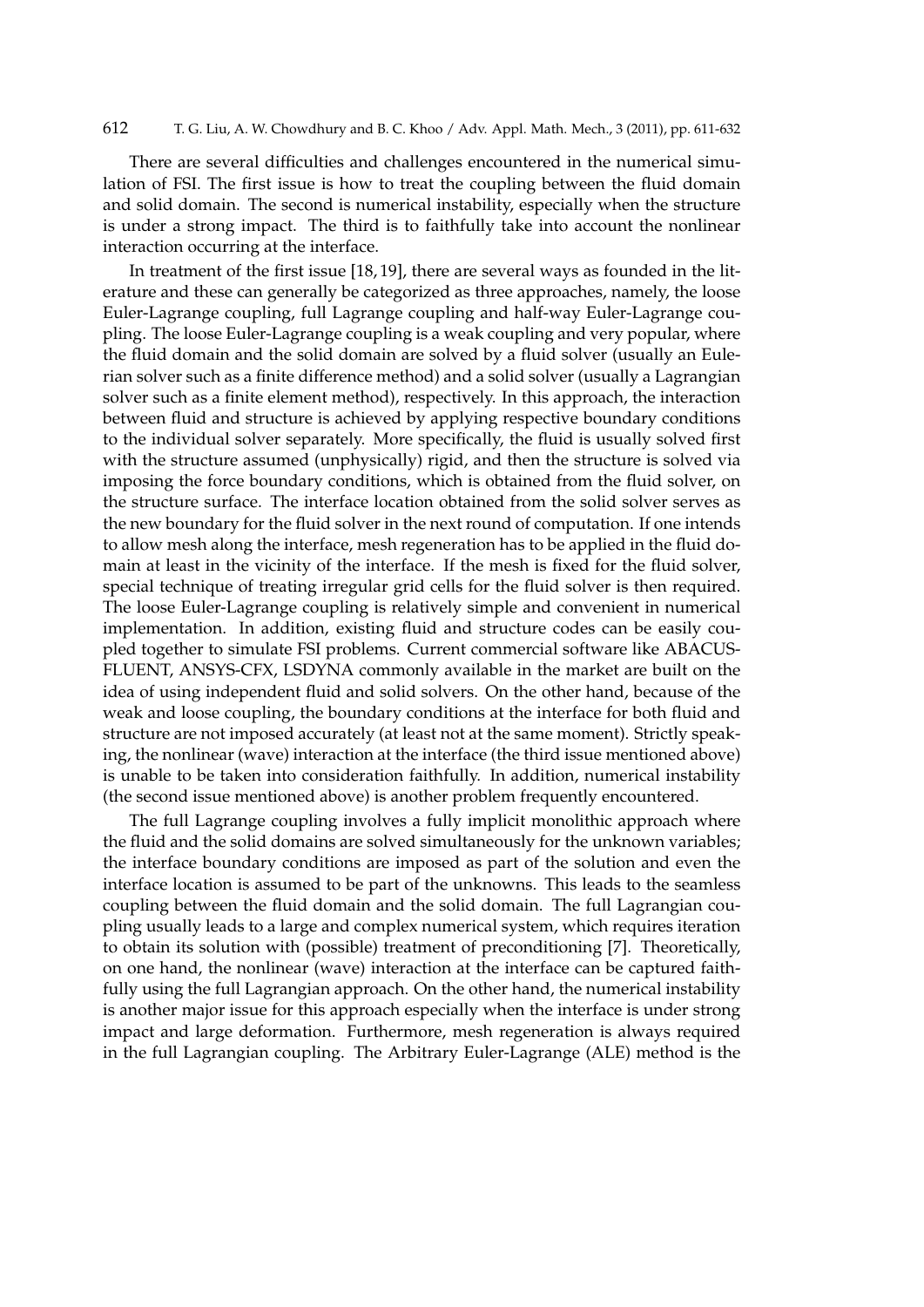There are several difficulties and challenges encountered in the numerical simulation of FSI. The first issue is how to treat the coupling between the fluid domain and solid domain. The second is numerical instability, especially when the structure is under a strong impact. The third is to faithfully take into account the nonlinear interaction occurring at the interface.

In treatment of the first issue [18,19], there are several ways as founded in the literature and these can generally be categorized as three approaches, namely, the loose Euler-Lagrange coupling, full Lagrange coupling and half-way Euler-Lagrange coupling. The loose Euler-Lagrange coupling is a weak coupling and very popular, where the fluid domain and the solid domain are solved by a fluid solver (usually an Eulerian solver such as a finite difference method) and a solid solver (usually a Lagrangian solver such as a finite element method), respectively. In this approach, the interaction between fluid and structure is achieved by applying respective boundary conditions to the individual solver separately. More specifically, the fluid is usually solved first with the structure assumed (unphysically) rigid, and then the structure is solved via imposing the force boundary conditions, which is obtained from the fluid solver, on the structure surface. The interface location obtained from the solid solver serves as the new boundary for the fluid solver in the next round of computation. If one intends to allow mesh along the interface, mesh regeneration has to be applied in the fluid domain at least in the vicinity of the interface. If the mesh is fixed for the fluid solver, special technique of treating irregular grid cells for the fluid solver is then required. The loose Euler-Lagrange coupling is relatively simple and convenient in numerical implementation. In addition, existing fluid and structure codes can be easily coupled together to simulate FSI problems. Current commercial software like ABACUS-FLUENT, ANSYS-CFX, LSDYNA commonly available in the market are built on the idea of using independent fluid and solid solvers. On the other hand, because of the weak and loose coupling, the boundary conditions at the interface for both fluid and structure are not imposed accurately (at least not at the same moment). Strictly speaking, the nonlinear (wave) interaction at the interface (the third issue mentioned above) is unable to be taken into consideration faithfully. In addition, numerical instability (the second issue mentioned above) is another problem frequently encountered.

The full Lagrange coupling involves a fully implicit monolithic approach where the fluid and the solid domains are solved simultaneously for the unknown variables; the interface boundary conditions are imposed as part of the solution and even the interface location is assumed to be part of the unknowns. This leads to the seamless coupling between the fluid domain and the solid domain. The full Lagrangian coupling usually leads to a large and complex numerical system, which requires iteration to obtain its solution with (possible) treatment of preconditioning [7]. Theoretically, on one hand, the nonlinear (wave) interaction at the interface can be captured faithfully using the full Lagrangian approach. On the other hand, the numerical instability is another major issue for this approach especially when the interface is under strong impact and large deformation. Furthermore, mesh regeneration is always required in the full Lagrangian coupling. The Arbitrary Euler-Lagrange (ALE) method is the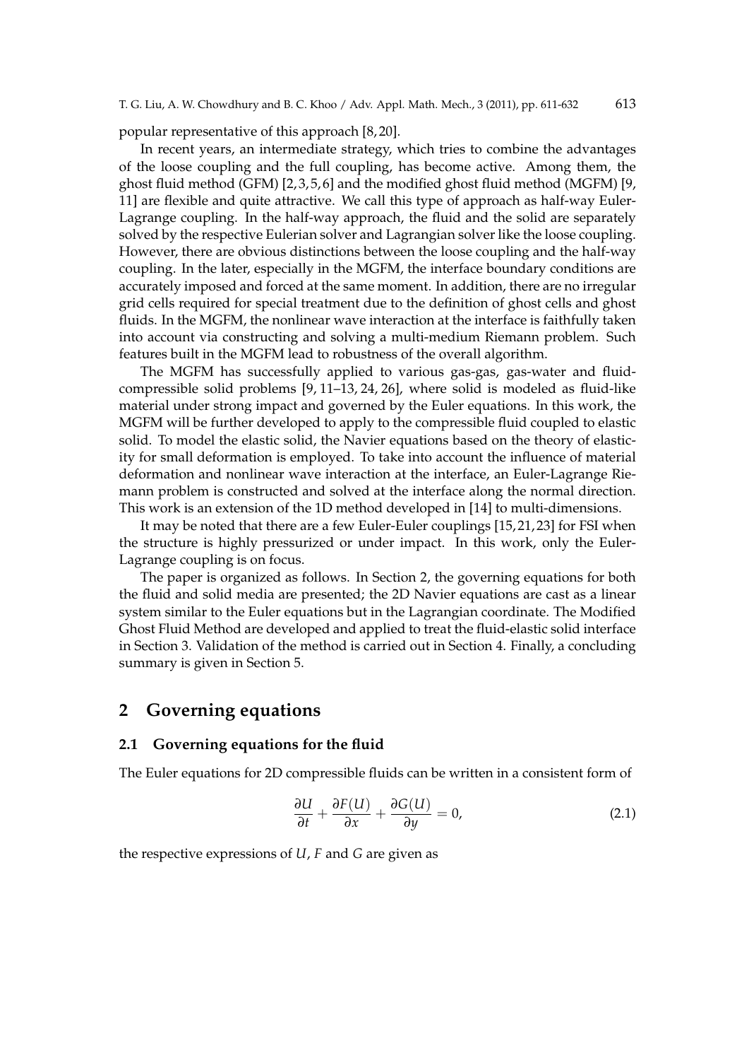popular representative of this approach [8, 20].

In recent years, an intermediate strategy, which tries to combine the advantages of the loose coupling and the full coupling, has become active. Among them, the ghost fluid method (GFM) [2, 3, 5, 6] and the modified ghost fluid method (MGFM) [9, 11] are flexible and quite attractive. We call this type of approach as half-way Euler-Lagrange coupling. In the half-way approach, the fluid and the solid are separately solved by the respective Eulerian solver and Lagrangian solver like the loose coupling. However, there are obvious distinctions between the loose coupling and the half-way coupling. In the later, especially in the MGFM, the interface boundary conditions are accurately imposed and forced at the same moment. In addition, there are no irregular grid cells required for special treatment due to the definition of ghost cells and ghost fluids. In the MGFM, the nonlinear wave interaction at the interface is faithfully taken into account via constructing and solving a multi-medium Riemann problem. Such features built in the MGFM lead to robustness of the overall algorithm.

The MGFM has successfully applied to various gas-gas, gas-water and fluid-compressible solid problems [9, 11–13, 24, 26], where solid is modeled as fluid-like material under strong impact and governed by the Euler equations. In this work, the MGFM will be further developed to apply to the compressible fluid coupled to elastic solid. To model the elastic solid, the Navier equations based on the theory of elasticity for small deformation is employed. To take into account the influence of material deformation and nonlinear wave interaction at the interface, an Euler-Lagrange Riemann problem is constructed and solved at the interface along the normal direction. This work is an extension of the 1D method developed in [14] to multi-dimensions.

It may be noted that there are a few Euler-Euler couplings [15, 21, 23] for FSI when the structure is highly pressurized or under impact. In this work, only the Euler-Lagrange coupling is on focus.

The paper is organized as follows. In Section 2, the governing equations for both the fluid and solid media are presented; the 2D Navier equations are cast as a linear system similar to the Euler equations but in the Lagrangian coordinate. The Modified Ghost Fluid Method are developed and applied to treat the fluid-elastic solid interface in Section 3. Validation of the method is carried out in Section 4. Finally, a concluding summary is given in Section 5.

## 2 Governing equations

### 2.1 Governing equations for the fluid

The Euler equations for 2D compressible fluids can be written in a consistent form of

$$\frac{\partial U}{\partial t} + \frac{\partial F(U)}{\partial x} + \frac{\partial G(U)}{\partial y} = 0, \tag{2.1}$$

the respective expressions of $U$, $F$ and $G$ are given as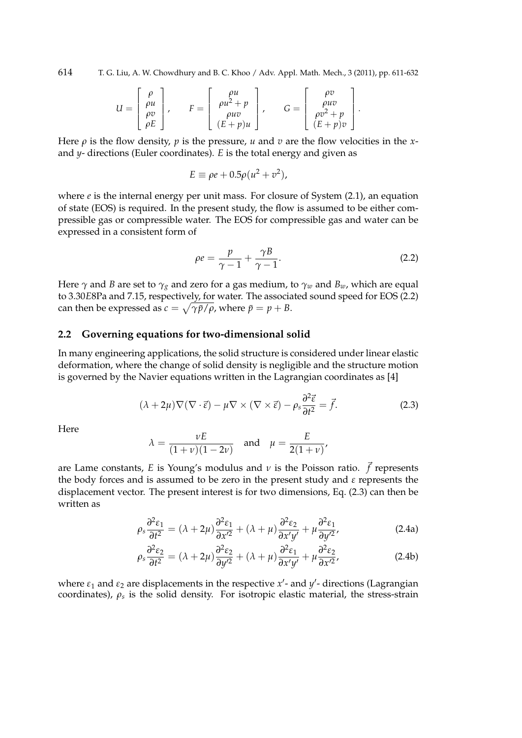$$U = \begin{bmatrix} \rho \\ \rho u \\ \rho v \\ \rho E \end{bmatrix}, \qquad F = \begin{bmatrix} \rho u \\ \rho u^2 + p \\ \rho uv \\ (E+p)u \end{bmatrix}, \qquad G = \begin{bmatrix} \rho v \\ \rho uv \\ \rho v^2 + p \\ (E+p)v \end{bmatrix}.$$

Here $\rho$ is the flow density, $p$ is the pressure, $u$ and $v$ are the flow velocities in the $x$- and $y$- directions (Euler coordinates). $E$ is the total energy and given as

$$E \equiv \rho e + 0.5\rho(u^2 + v^2),$$

where $e$ is the internal energy per unit mass. For closure of System (2.1), an equation of state (EOS) is required. In the present study, the flow is assumed to be either compressible gas or compressible water. The EOS for compressible gas and water can be expressed in a consistent form of

$$\rho e = \frac{p}{\gamma - 1} + \frac{\gamma B}{\gamma - 1}. \tag{2.2}$$

Here $\gamma$ and $B$ are set to $\gamma_g$ and zero for a gas medium, to $\gamma_w$ and $B_w$, which are equal to 3.30$E$8Pa and 7.15, respectively, for water. The associated sound speed for EOS (2.2) can then be expressed as $c = \sqrt{\gamma \bar{p}/\rho}$, where $\bar{p} = p + B$.

## 2.2 Governing equations for two-dimensional solid

In many engineering applications, the solid structure is considered under linear elastic deformation, where the change of solid density is negligible and the structure motion is governed by the Navier equations written in the Lagrangian coordinates as [4]

$$(\lambda + 2\mu)\nabla(\nabla \cdot \vec{\varepsilon}) - \mu \nabla \times (\nabla \times \vec{\varepsilon}) - \rho_s \frac{\partial^2 \vec{\varepsilon}}{\partial t^2} = \vec{f}. \tag{2.3}$$

Here

$$\lambda = \frac{\nu E}{(1+\nu)(1-2\nu)} \quad \text{and} \quad \mu = \frac{E}{2(1+\nu)},$$

are Lame constants, $E$ is Young's modulus and $\nu$ is the Poisson ratio. $\vec{f}$ represents the body forces and is assumed to be zero in the present study and $\varepsilon$ represents the displacement vector. The present interest is for two dimensions, Eq. (2.3) can then be written as

$$\rho_s \frac{\partial^2 \varepsilon_1}{\partial t^2} = (\lambda + 2\mu)\frac{\partial^2 \varepsilon_1}{\partial x'^2} + (\lambda + \mu)\frac{\partial^2 \varepsilon_2}{\partial x' y'} + \mu \frac{\partial^2 \varepsilon_1}{\partial y'^2}, \tag{2.4a}$$

$$\rho_s \frac{\partial^2 \varepsilon_2}{\partial t^2} = (\lambda + 2\mu)\frac{\partial^2 \varepsilon_2}{\partial y'^2} + (\lambda + \mu)\frac{\partial^2 \varepsilon_1}{\partial x' y'} + \mu \frac{\partial^2 \varepsilon_2}{\partial x'^2}, \tag{2.4b}$$

where $\varepsilon_1$ and $\varepsilon_2$ are displacements in the respective $x'$- and $y'$- directions (Lagrangian coordinates), $\rho_s$ is the solid density. For isotropic elastic material, the stress-strain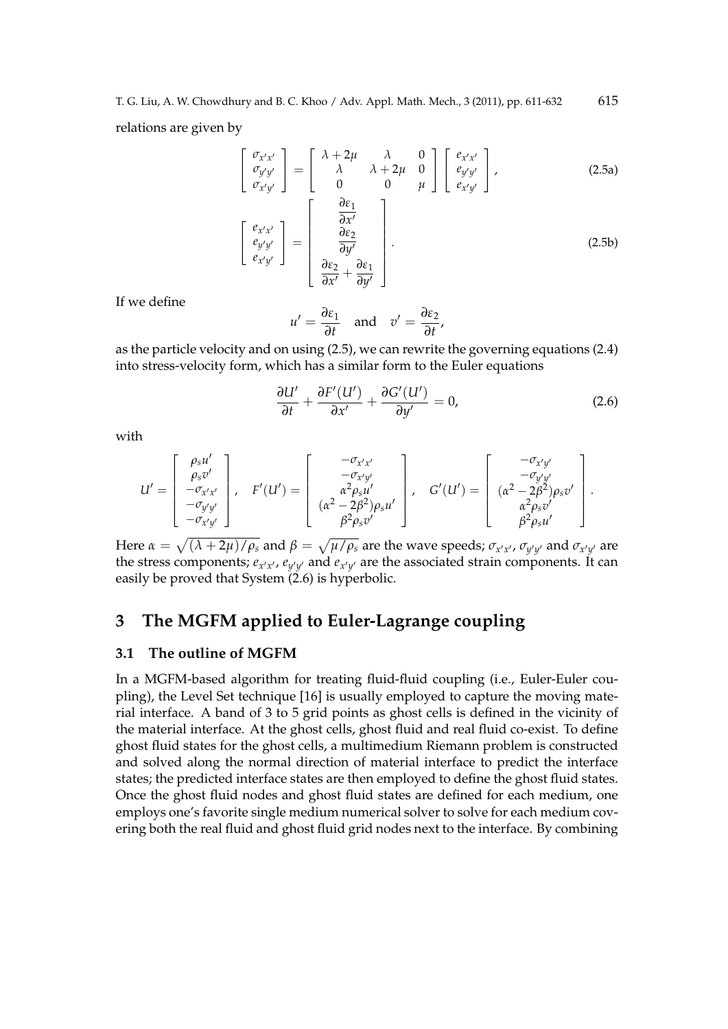relations are given by

$$
\begin{bmatrix} \sigma_{x'x'} \\ \sigma_{y'y'} \\ \sigma_{x'y'} \end{bmatrix} = \begin{bmatrix} \lambda + 2\mu & \lambda & 0 \\ \lambda & \lambda + 2\mu & 0 \\ 0 & 0 & \mu \end{bmatrix} \begin{bmatrix} e_{x'x'} \\ e_{y'y'} \\ e_{x'y'} \end{bmatrix}, \tag{2.5a}
$$

$$
\begin{bmatrix} e_{x'x'} \\ e_{y'y'} \\ e_{x'y'} \end{bmatrix} = \begin{bmatrix} \dfrac{\partial \varepsilon_1}{\partial x'} \\ \dfrac{\partial \varepsilon_2}{\partial y'} \\ \dfrac{\partial \varepsilon_2}{\partial x'} + \dfrac{\partial \varepsilon_1}{\partial y'} \end{bmatrix}. \tag{2.5b}
$$

If we define

$$
u' = \frac{\partial \varepsilon_1}{\partial t} \quad \text{and} \quad v' = \frac{\partial \varepsilon_2}{\partial t},
$$

as the particle velocity and on using (2.5), we can rewrite the governing equations (2.4) into stress-velocity form, which has a similar form to the Euler equations

$$
\frac{\partial U'}{\partial t} + \frac{\partial F'(U')}{\partial x'} + \frac{\partial G'(U')}{\partial y'} = 0, \tag{2.6}
$$

with

$$
U' = \begin{bmatrix} \rho_s u' \\ \rho_s v' \\ -\sigma_{x'x'} \\ -\sigma_{y'y'} \\ -\sigma_{x'y'} \end{bmatrix}, \quad F'(U') = \begin{bmatrix} -\sigma_{x'x'} \\ -\sigma_{x'y'} \\ \alpha^2 \rho_s u' \\ (\alpha^2 - 2\beta^2)\rho_s u' \\ \beta^2 \rho_s v' \end{bmatrix}, \quad G'(U') = \begin{bmatrix} -\sigma_{x'y'} \\ -\sigma_{y'y'} \\ (\alpha^2 - 2\beta^2)\rho_s v' \\ \alpha^2 \rho_s v' \\ \beta^2 \rho_s u' \end{bmatrix}.
$$

Here $\alpha = \sqrt{(\lambda + 2\mu)/\rho_s}$ and $\beta = \sqrt{\mu/\rho_s}$ are the wave speeds; $\sigma_{x'x'}$, $\sigma_{y'y'}$ and $\sigma_{x'y'}$ are the stress components; $e_{x'x'}$, $e_{y'y'}$ and $e_{x'y'}$ are the associated strain components. It can easily be proved that System (2.6) is hyperbolic.

# 3 The MGFM applied to Euler-Lagrange coupling

## 3.1 The outline of MGFM

In a MGFM-based algorithm for treating fluid-fluid coupling (i.e., Euler-Euler coupling), the Level Set technique [16] is usually employed to capture the moving material interface. A band of 3 to 5 grid points as ghost cells is defined in the vicinity of the material interface. At the ghost cells, ghost fluid and real fluid co-exist. To define ghost fluid states for the ghost cells, a multimedium Riemann problem is constructed and solved along the normal direction of material interface to predict the interface states; the predicted interface states are then employed to define the ghost fluid states. Once the ghost fluid nodes and ghost fluid states are defined for each medium, one employs one's favorite single medium numerical solver to solve for each medium covering both the real fluid and ghost fluid grid nodes next to the interface. By combining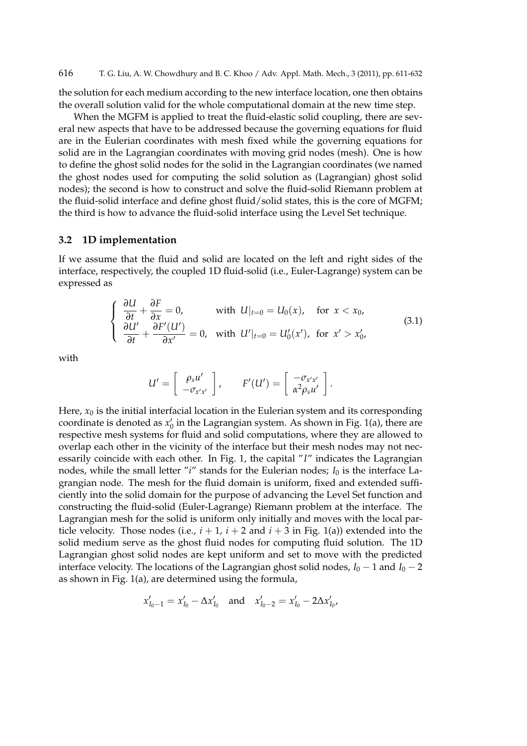the solution for each medium according to the new interface location, one then obtains the overall solution valid for the whole computational domain at the new time step.

When the MGFM is applied to treat the fluid-elastic solid coupling, there are several new aspects that have to be addressed because the governing equations for fluid are in the Eulerian coordinates with mesh fixed while the governing equations for solid are in the Lagrangian coordinates with moving grid nodes (mesh). One is how to define the ghost solid nodes for the solid in the Lagrangian coordinates (we named the ghost nodes used for computing the solid solution as (Lagrangian) ghost solid nodes); the second is how to construct and solve the fluid-solid Riemann problem at the fluid-solid interface and define ghost fluid/solid states, this is the core of MGFM; the third is how to advance the fluid-solid interface using the Level Set technique.

### 3.2 1D implementation

If we assume that the fluid and solid are located on the left and right sides of the interface, respectively, the coupled 1D fluid-solid (i.e., Euler-Lagrange) system can be expressed as

$$\begin{cases} \dfrac{\partial U}{\partial t} + \dfrac{\partial F}{\partial x} = 0, & \text{with } U|_{t=0} = U_0(x), \quad \text{for } x < x_0, \\ \dfrac{\partial U'}{\partial t} + \dfrac{\partial F'(U')}{\partial x'} = 0, & \text{with } U'|_{t=0} = U'_0(x'), \ \text{for } x' > x'_0, \end{cases} \tag{3.1}$$

with

$$U' = \begin{bmatrix} \rho_s u' \\ -\sigma_{x'x'} \end{bmatrix}, \qquad F'(U') = \begin{bmatrix} -\sigma_{x'x'} \\ \alpha^2 \rho_s u' \end{bmatrix}.$$

Here, $x_0$ is the initial interfacial location in the Eulerian system and its corresponding coordinate is denoted as $x'_0$ in the Lagrangian system. As shown in Fig. 1(a), there are respective mesh systems for fluid and solid computations, where they are allowed to overlap each other in the vicinity of the interface but their mesh nodes may not necessarily coincide with each other. In Fig. 1, the capital "$I$" indicates the Lagrangian nodes, while the small letter "$i$" stands for the Eulerian nodes; $I_0$ is the interface Lagrangian node. The mesh for the fluid domain is uniform, fixed and extended sufficiently into the solid domain for the purpose of advancing the Level Set function and constructing the fluid-solid (Euler-Lagrange) Riemann problem at the interface. The Lagrangian mesh for the solid is uniform only initially and moves with the local particle velocity. Those nodes (i.e., $i+1$, $i+2$ and $i+3$ in Fig. 1(a)) extended into the solid medium serve as the ghost fluid nodes for computing fluid solution. The 1D Lagrangian ghost solid nodes are kept uniform and set to move with the predicted interface velocity. The locations of the Lagrangian ghost solid nodes, $I_0 - 1$ and $I_0 - 2$ as shown in Fig. 1(a), are determined using the formula,

$$x'_{I_0-1} = x'_{I_0} - \Delta x'_{I_0} \quad \text{and} \quad x'_{I_0-2} = x'_{I_0} - 2\Delta x'_{I_0},$$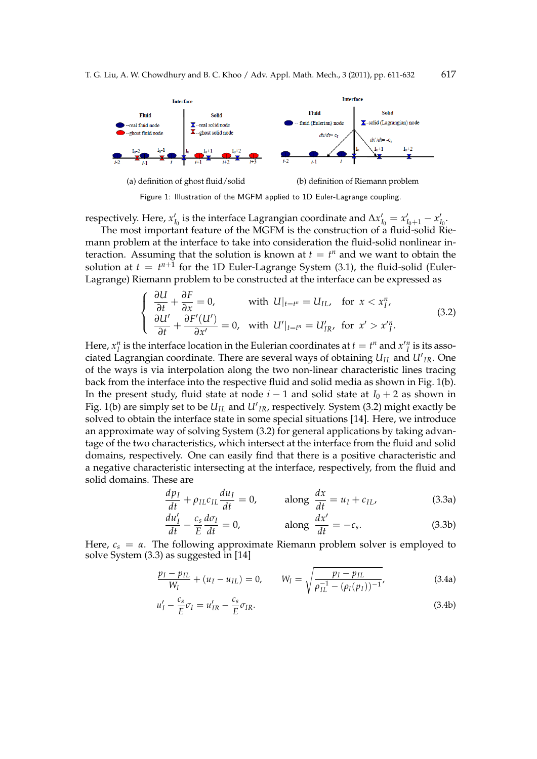(a) definition of ghost fluid/solid

(b) definition of Riemann problem

Figure 1: Illustration of the MGFM applied to 1D Euler-Lagrange coupling.

respectively. Here, $x'_{I_0}$ is the interface Lagrangian coordinate and $\Delta x'_{I_0} = x'_{I_0+1} - x'_{I_0}$.

The most important feature of the MGFM is the construction of a fluid-solid Riemann problem at the interface to take into consideration the fluid-solid nonlinear interaction. Assuming that the solution is known at $t = t^n$ and we want to obtain the solution at $t = t^{n+1}$ for the 1D Euler-Lagrange System (3.1), the fluid-solid (Euler-Lagrange) Riemann problem to be constructed at the interface can be expressed as

$$\begin{cases} \dfrac{\partial U}{\partial t} + \dfrac{\partial F}{\partial x} = 0, & \text{with } U|_{t=t^n} = U_{IL}, \quad \text{for } x < x_I^n, \\ \dfrac{\partial U'}{\partial t} + \dfrac{\partial F'(U')}{\partial x'} = 0, & \text{with } U'|_{t=t^n} = U'_{IR}, \quad \text{for } x' > x'^n_I. \end{cases} \tag{3.2}$$

Here, $x_I^n$ is the interface location in the Eulerian coordinates at $t = t^n$ and $x'^n_I$ is its associated Lagrangian coordinate. There are several ways of obtaining $U_{IL}$ and $U'_{IR}$. One of the ways is via interpolation along the two non-linear characteristic lines tracing back from the interface into the respective fluid and solid media as shown in Fig. 1(b). In the present study, fluid state at node $i-1$ and solid state at $I_0 + 2$ as shown in Fig. 1(b) are simply set to be $U_{IL}$ and $U'_{IR}$, respectively. System (3.2) might exactly be solved to obtain the interface state in some special situations [14]. Here, we introduce an approximate way of solving System (3.2) for general applications by taking advantage of the two characteristics, which intersect at the interface from the fluid and solid domains, respectively. One can easily find that there is a positive characteristic and a negative characteristic intersecting at the interface, respectively, from the fluid and solid domains. These are

$$\frac{dp_I}{dt} + \rho_{IL} c_{IL} \frac{du_I}{dt} = 0, \qquad \text{along } \frac{dx}{dt} = u_I + c_{IL}, \tag{3.3a}$$

$$\frac{du'_I}{dt} - \frac{c_s}{E}\frac{d\sigma_I}{dt} = 0, \qquad \text{along } \frac{dx'}{dt} = -c_s. \tag{3.3b}$$

Here, $c_s = \alpha$. The following approximate Riemann problem solver is employed to solve System (3.3) as suggested in [14]

$$\frac{p_I - p_{IL}}{W_l} + (u_I - u_{IL}) = 0, \qquad W_l = \sqrt{\frac{p_I - p_{IL}}{\rho_{IL}^{-1} - (\rho_I(p_I))^{-1}}}, \tag{3.4a}$$

$$u'_I - \frac{c_s}{E}\sigma_I = u'_{IR} - \frac{c_s}{E}\sigma_{IR}. \tag{3.4b}$$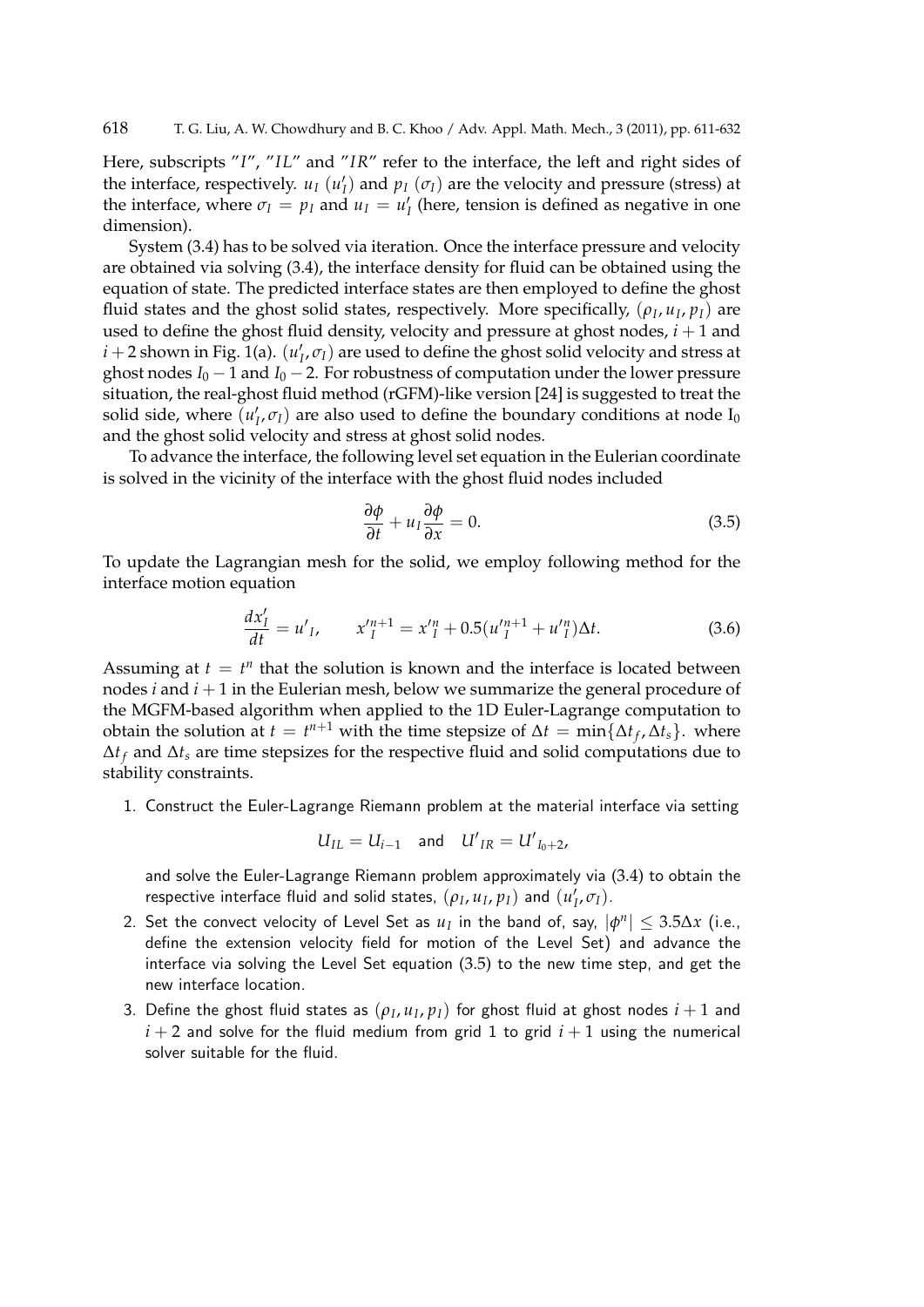Here, subscripts "$I$", "$IL$" and "$IR$" refer to the interface, the left and right sides of the interface, respectively. $u_I$ ($u'_I$) and $p_I$ ($\sigma_I$) are the velocity and pressure (stress) at the interface, where $\sigma_I = p_I$ and $u_I = u'_I$ (here, tension is defined as negative in one dimension).

System (3.4) has to be solved via iteration. Once the interface pressure and velocity are obtained via solving (3.4), the interface density for fluid can be obtained using the equation of state. The predicted interface states are then employed to define the ghost fluid states and the ghost solid states, respectively. More specifically, $(\rho_I, u_I, p_I)$ are used to define the ghost fluid density, velocity and pressure at ghost nodes, $i+1$ and $i+2$ shown in Fig. 1(a). $(u'_I, \sigma_I)$ are used to define the ghost solid velocity and stress at ghost nodes $I_0 - 1$ and $I_0 - 2$. For robustness of computation under the lower pressure situation, the real-ghost fluid method (rGFM)-like version [24] is suggested to treat the solid side, where $(u'_I, \sigma_I)$ are also used to define the boundary conditions at node $I_0$ and the ghost solid velocity and stress at ghost solid nodes.

To advance the interface, the following level set equation in the Eulerian coordinate is solved in the vicinity of the interface with the ghost fluid nodes included

$$\frac{\partial \phi}{\partial t} + u_I \frac{\partial \phi}{\partial x} = 0. \tag{3.5}$$

To update the Lagrangian mesh for the solid, we employ following method for the interface motion equation

$$\frac{dx'_I}{dt} = u'_I, \qquad x'^{n+1}_I = x'^n_I + 0.5(u'^{n+1}_I + u'^n_I)\Delta t. \tag{3.6}$$

Assuming at $t = t^n$ that the solution is known and the interface is located between nodes $i$ and $i+1$ in the Eulerian mesh, below we summarize the general procedure of the MGFM-based algorithm when applied to the 1D Euler-Lagrange computation to obtain the solution at $t = t^{n+1}$ with the time stepsize of $\Delta t = \min\{\Delta t_f, \Delta t_s\}$. where $\Delta t_f$ and $\Delta t_s$ are time stepsizes for the respective fluid and solid computations due to stability constraints.

1. Construct the Euler-Lagrange Riemann problem at the material interface via setting

$$U_{IL} = U_{i-1} \quad \text{and} \quad U'_{IR} = U'_{I_0+2},$$

and solve the Euler-Lagrange Riemann problem approximately via (3.4) to obtain the respective interface fluid and solid states, $(\rho_I, u_I, p_I)$ and $(u'_I, \sigma_I)$.

2. Set the convect velocity of Level Set as $u_I$ in the band of, say, $|\phi^n| \leq 3.5\Delta x$ (i.e., define the extension velocity field for motion of the Level Set) and advance the interface via solving the Level Set equation (3.5) to the new time step, and get the new interface location.

3. Define the ghost fluid states as $(\rho_I, u_I, p_I)$ for ghost fluid at ghost nodes $i+1$ and $i+2$ and solve for the fluid medium from grid 1 to grid $i+1$ using the numerical solver suitable for the fluid.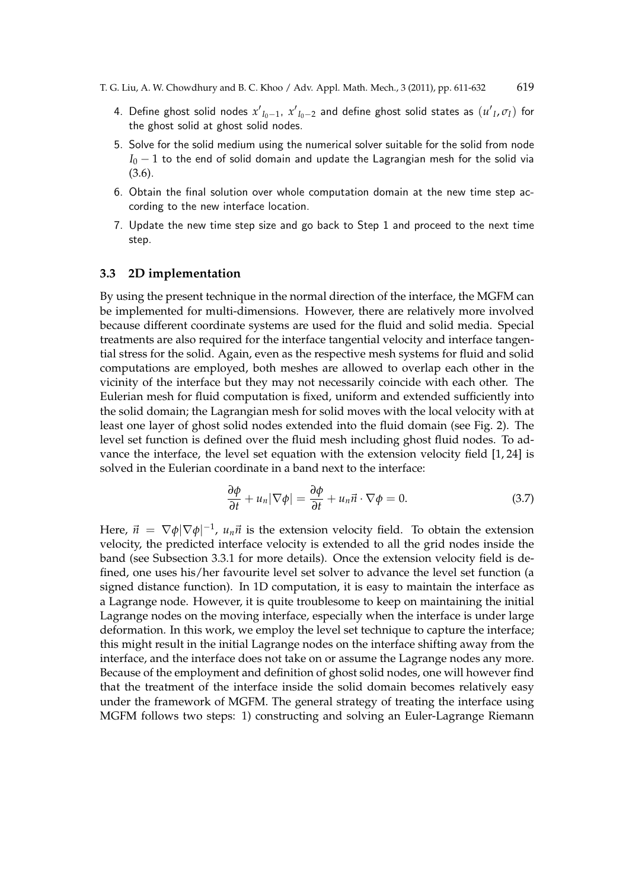4. Define ghost solid nodes $x'_{I_0-1}$, $x'_{I_0-2}$ and define ghost solid states as $(u'_I, \sigma_I)$ for the ghost solid at ghost solid nodes.
5. Solve for the solid medium using the numerical solver suitable for the solid from node $I_0 - 1$ to the end of solid domain and update the Lagrangian mesh for the solid via (3.6).
6. Obtain the final solution over whole computation domain at the new time step according to the new interface location.
7. Update the new time step size and go back to Step 1 and proceed to the next time step.

### 3.3 2D implementation

By using the present technique in the normal direction of the interface, the MGFM can be implemented for multi-dimensions. However, there are relatively more involved because different coordinate systems are used for the fluid and solid media. Special treatments are also required for the interface tangential velocity and interface tangential stress for the solid. Again, even as the respective mesh systems for fluid and solid computations are employed, both meshes are allowed to overlap each other in the vicinity of the interface but they may not necessarily coincide with each other. The Eulerian mesh for fluid computation is fixed, uniform and extended sufficiently into the solid domain; the Lagrangian mesh for solid moves with the local velocity with at least one layer of ghost solid nodes extended into the fluid domain (see Fig. 2). The level set function is defined over the fluid mesh including ghost fluid nodes. To advance the interface, the level set equation with the extension velocity field [1, 24] is solved in the Eulerian coordinate in a band next to the interface:

$$\frac{\partial \phi}{\partial t} + u_n |\nabla \phi| = \frac{\partial \phi}{\partial t} + u_n \vec{n} \cdot \nabla \phi = 0. \tag{3.7}$$

Here, $\vec{n} = \nabla \phi |\nabla \phi|^{-1}$, $u_n \vec{n}$ is the extension velocity field. To obtain the extension velocity, the predicted interface velocity is extended to all the grid nodes inside the band (see Subsection 3.3.1 for more details). Once the extension velocity field is defined, one uses his/her favourite level set solver to advance the level set function (a signed distance function). In 1D computation, it is easy to maintain the interface as a Lagrange node. However, it is quite troublesome to keep on maintaining the initial Lagrange nodes on the moving interface, especially when the interface is under large deformation. In this work, we employ the level set technique to capture the interface; this might result in the initial Lagrange nodes on the interface shifting away from the interface, and the interface does not take on or assume the Lagrange nodes any more. Because of the employment and definition of ghost solid nodes, one will however find that the treatment of the interface inside the solid domain becomes relatively easy under the framework of MGFM. The general strategy of treating the interface using MGFM follows two steps: 1) constructing and solving an Euler-Lagrange Riemann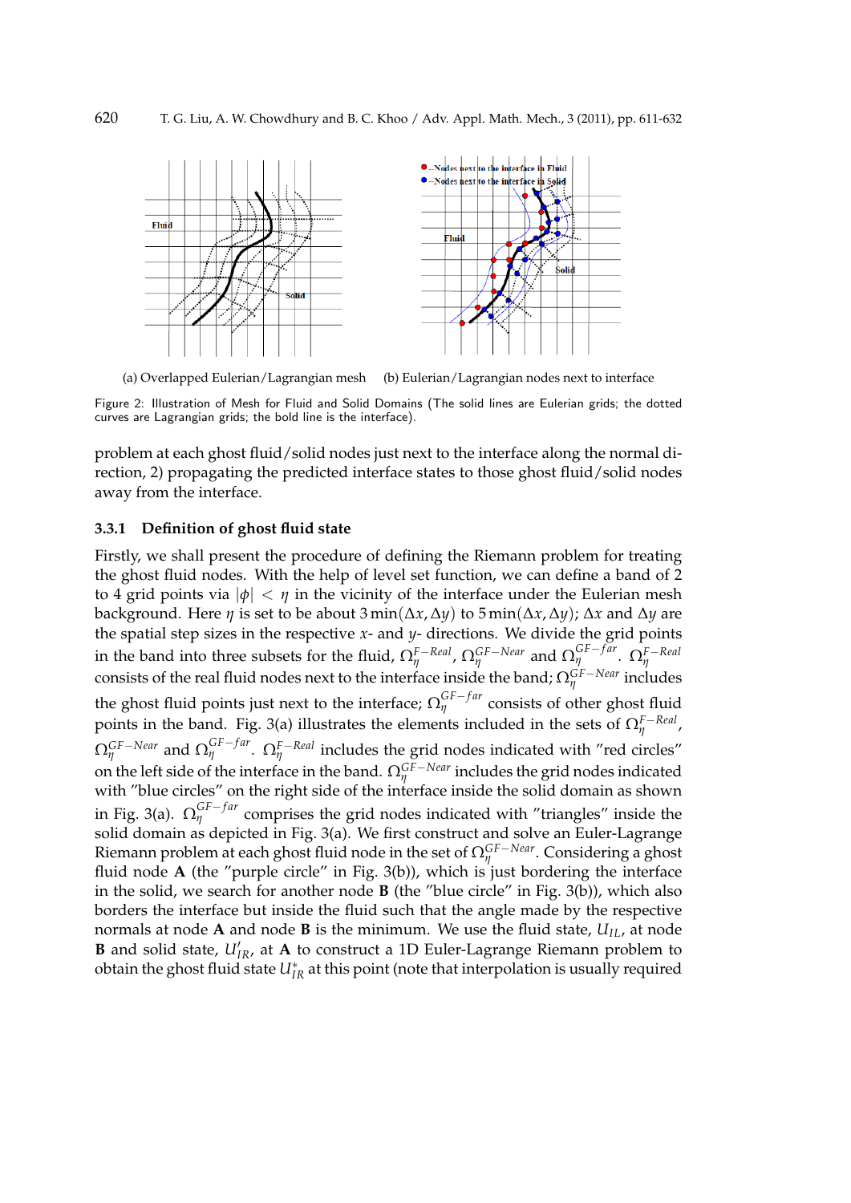(a) Overlapped Eulerian/Lagrangian mesh (b) Eulerian/Lagrangian nodes next to interface

Figure 2: Illustration of Mesh for Fluid and Solid Domains (The solid lines are Eulerian grids; the dotted curves are Lagrangian grids; the bold line is the interface).

problem at each ghost fluid/solid nodes just next to the interface along the normal direction, 2) propagating the predicted interface states to those ghost fluid/solid nodes away from the interface.

### 3.3.1 Definition of ghost fluid state

Firstly, we shall present the procedure of defining the Riemann problem for treating the ghost fluid nodes. With the help of level set function, we can define a band of 2 to 4 grid points via $|\phi| < \eta$ in the vicinity of the interface under the Eulerian mesh background. Here $\eta$ is set to be about $3\min(\Delta x, \Delta y)$ to $5\min(\Delta x, \Delta y)$; $\Delta x$ and $\Delta y$ are the spatial step sizes in the respective $x$- and $y$- directions. We divide the grid points in the band into three subsets for the fluid, $\Omega_\eta^{F-Real}$, $\Omega_\eta^{GF-Near}$ and $\Omega_\eta^{GF-far}$. $\Omega_\eta^{F-Real}$ consists of the real fluid nodes next to the interface inside the band; $\Omega_\eta^{GF-Near}$ includes the ghost fluid points just next to the interface; $\Omega_\eta^{GF-far}$ consists of other ghost fluid points in the band. Fig. 3(a) illustrates the elements included in the sets of $\Omega_\eta^{F-Real}$, $\Omega_\eta^{GF-Near}$ and $\Omega_\eta^{GF-far}$. $\Omega_\eta^{F-Real}$ includes the grid nodes indicated with "red circles" on the left side of the interface in the band. $\Omega_\eta^{GF-Near}$ includes the grid nodes indicated with "blue circles" on the right side of the interface inside the solid domain as shown in Fig. 3(a). $\Omega_\eta^{GF-far}$ comprises the grid nodes indicated with "triangles" inside the solid domain as depicted in Fig. 3(a). We first construct and solve an Euler-Lagrange Riemann problem at each ghost fluid node in the set of $\Omega_\eta^{GF-Near}$. Considering a ghost fluid node **A** (the "purple circle" in Fig. 3(b)), which is just bordering the interface in the solid, we search for another node **B** (the "blue circle" in Fig. 3(b)), which also borders the interface but inside the fluid such that the angle made by the respective normals at node **A** and node **B** is the minimum. We use the fluid state, $U_{IL}$, at node **B** and solid state, $U'_{IR}$, at **A** to construct a 1D Euler-Lagrange Riemann problem to obtain the ghost fluid state $U^*_{IR}$ at this point (note that interpolation is usually required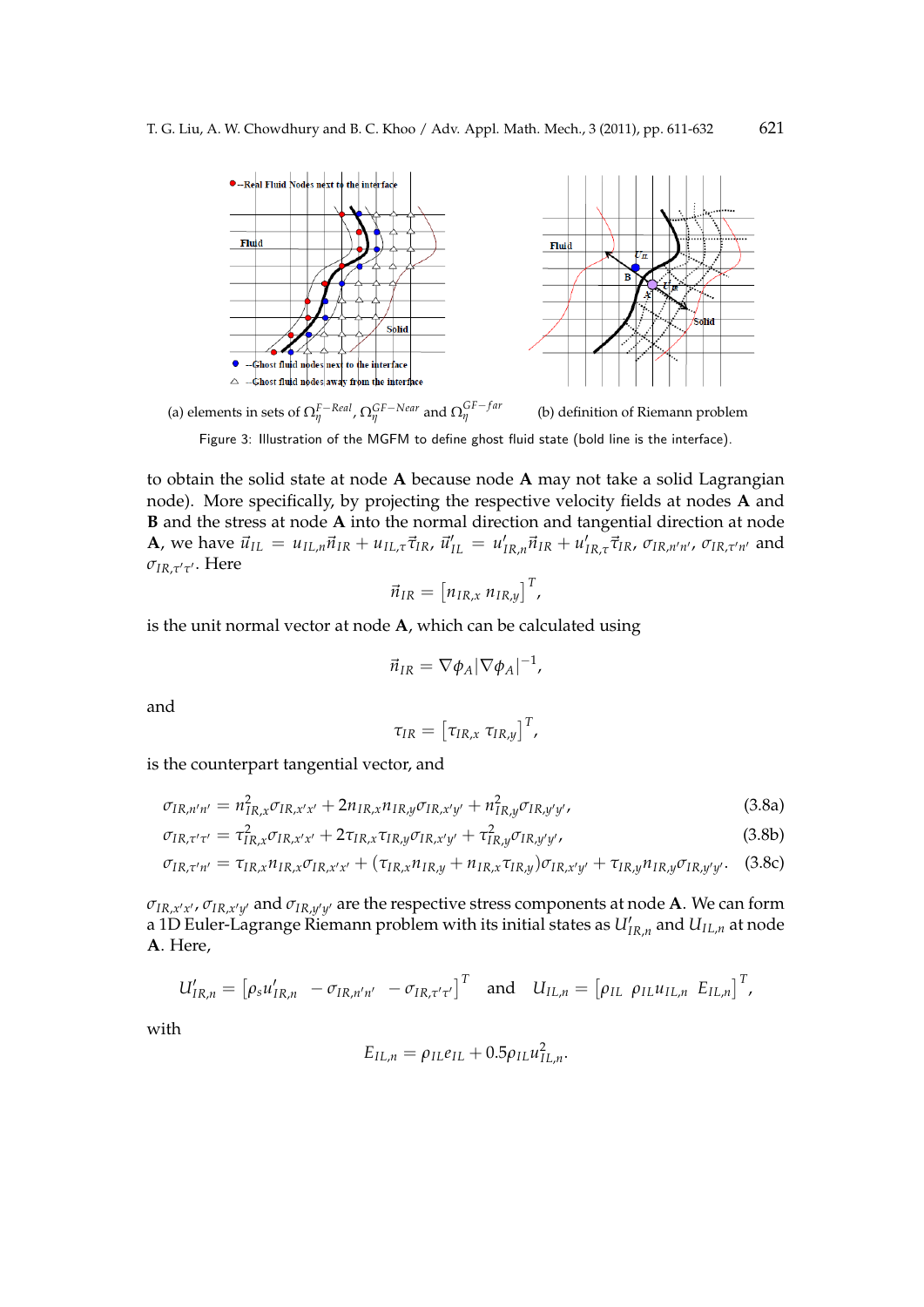(a) elements in sets of $\Omega_\eta^{F-Real}$, $\Omega_\eta^{GF-Near}$ and $\Omega_\eta^{GF-far}$ (b) definition of Riemann problem

Figure 3: Illustration of the MGFM to define ghost fluid state (bold line is the interface).

to obtain the solid state at node **A** because node **A** may not take a solid Lagrangian node). More specifically, by projecting the respective velocity fields at nodes **A** and **B** and the stress at node **A** into the normal direction and tangential direction at node **A**, we have $\vec{u}_{IL} = u_{IL,n}\vec{n}_{IR} + u_{IL,\tau}\vec{\tau}_{IR}$, $\vec{u}'_{IL} = u'_{IR,n}\vec{n}_{IR} + u'_{IR,\tau}\vec{\tau}_{IR}$, $\sigma_{IR,n'n'}$, $\sigma_{IR,\tau'n'}$ and $\sigma_{IR,\tau'\tau'}$. Here

$$\vec{n}_{IR} = \left[n_{IR,x}\ n_{IR,y}\right]^T,$$

is the unit normal vector at node **A**, which can be calculated using

$$\vec{n}_{IR} = \nabla\phi_A |\nabla\phi_A|^{-1},$$

and

$$\tau_{IR} = \left[\tau_{IR,x}\ \tau_{IR,y}\right]^T,$$

is the counterpart tangential vector, and

$$\sigma_{IR,n'n'} = n_{IR,x}^2\sigma_{IR,x'x'} + 2n_{IR,x}n_{IR,y}\sigma_{IR,x'y'} + n_{IR,y}^2\sigma_{IR,y'y'}, \tag{3.8a}$$

$$\sigma_{IR,\tau'\tau'} = \tau_{IR,x}^2\sigma_{IR,x'x'} + 2\tau_{IR,x}\tau_{IR,y}\sigma_{IR,x'y'} + \tau_{IR,y}^2\sigma_{IR,y'y'}, \tag{3.8b}$$

$$\sigma_{IR,\tau'n'} = \tau_{IR,x}n_{IR,x}\sigma_{IR,x'x'} + (\tau_{IR,x}n_{IR,y} + n_{IR,x}\tau_{IR,y})\sigma_{IR,x'y'} + \tau_{IR,y}n_{IR,y}\sigma_{IR,y'y'}. \tag{3.8c}$$

$\sigma_{IR,x'x'}$, $\sigma_{IR,x'y'}$ and $\sigma_{IR,y'y'}$ are the respective stress components at node **A**. We can form a 1D Euler-Lagrange Riemann problem with its initial states as $U'_{IR,n}$ and $U_{IL,n}$ at node **A**. Here,

$$U'_{IR,n} = \left[\rho_s u'_{IR,n}\quad -\sigma_{IR,n'n'}\quad -\sigma_{IR,\tau'\tau'}\right]^T \quad \text{and} \quad U_{IL,n} = \left[\rho_{IL}\ \ \rho_{IL}u_{IL,n}\ \ E_{IL,n}\right]^T,$$

with

$$E_{IL,n} = \rho_{IL}e_{IL} + 0.5\rho_{IL}u_{IL,n}^2.$$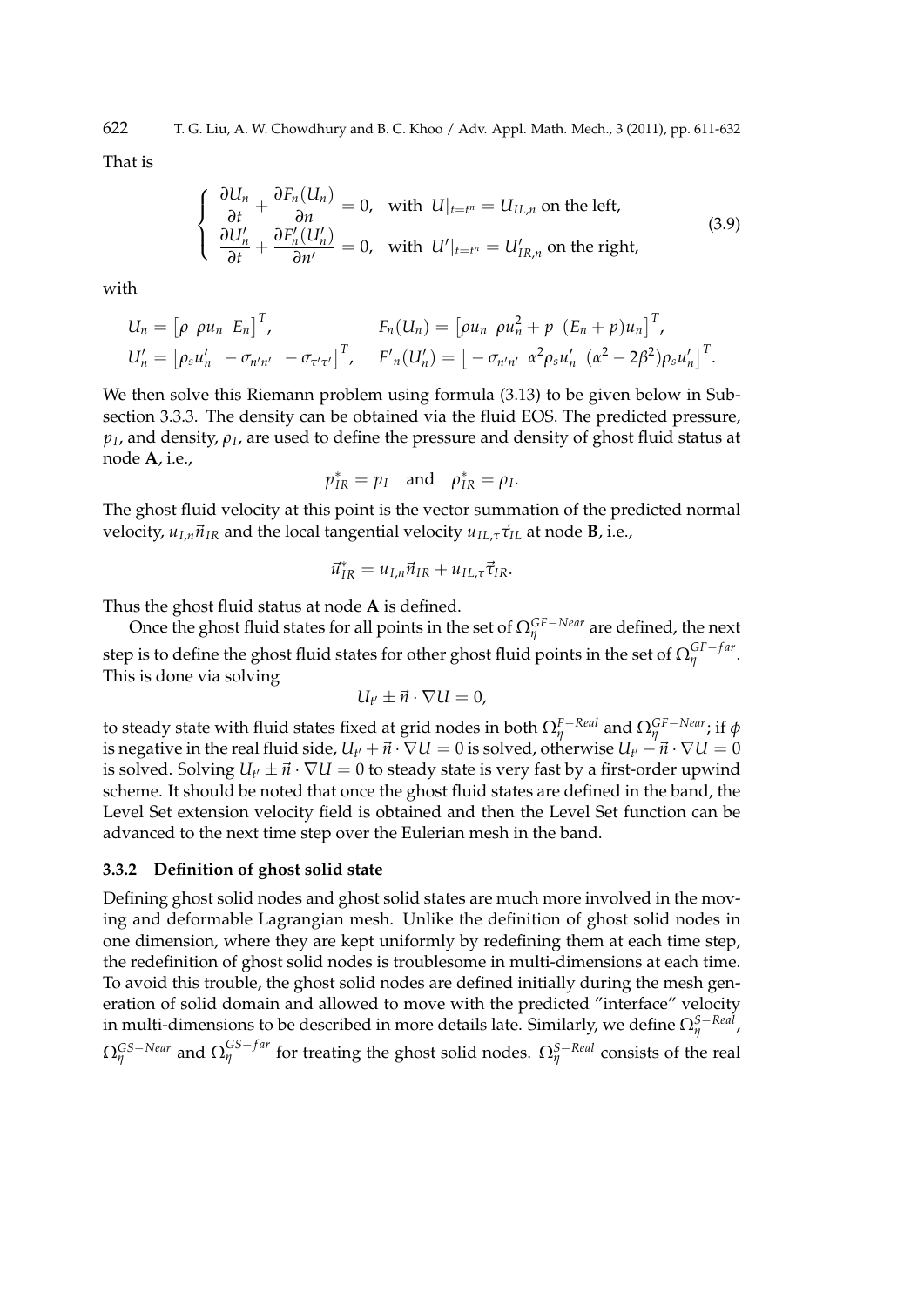That is

$$
\begin{cases}
\dfrac{\partial U_n}{\partial t} + \dfrac{\partial F_n(U_n)}{\partial n} = 0, & \text{with } U|_{t=t^n} = U_{IL,n} \text{ on the left,} \\[2mm]
\dfrac{\partial U_n'}{\partial t} + \dfrac{\partial F_n'(U_n')}{\partial n'} = 0, & \text{with } U'|_{t=t^n} = U_{IR,n}' \text{ on the right,}
\end{cases}
\tag{3.9}
$$

with

$$
\begin{aligned}
U_n &= \begin{bmatrix} \rho & \rho u_n & E_n \end{bmatrix}^T, & F_n(U_n) &= \begin{bmatrix} \rho u_n & \rho u_n^2 + p & (E_n + p) u_n \end{bmatrix}^T, \\
U_n' &= \begin{bmatrix} \rho_s u_n' & -\sigma_{n'n'} & -\sigma_{\tau'\tau'} \end{bmatrix}^T, & F'_n(U_n') &= \begin{bmatrix} -\sigma_{n'n'} & \alpha^2 \rho_s u_n' & (\alpha^2 - 2\beta^2)\rho_s u_n' \end{bmatrix}^T.
\end{aligned}
$$

We then solve this Riemann problem using formula (3.13) to be given below in Subsection 3.3.3. The density can be obtained via the fluid EOS. The predicted pressure, $p_I$, and density, $\rho_I$, are used to define the pressure and density of ghost fluid status at node **A**, i.e.,

$$
p_{IR}^* = p_I \quad \text{and} \quad \rho_{IR}^* = \rho_I.
$$

The ghost fluid velocity at this point is the vector summation of the predicted normal velocity, $u_{I,n}\vec{n}_{IR}$ and the local tangential velocity $u_{IL,\tau}\vec{\tau}_{IL}$ at node **B**, i.e.,

$$
\vec{u}_{IR}^* = u_{I,n}\vec{n}_{IR} + u_{IL,\tau}\vec{\tau}_{IR}.
$$

Thus the ghost fluid status at node **A** is defined.

Once the ghost fluid states for all points in the set of $\Omega_\eta^{GF-Near}$ are defined, the next step is to define the ghost fluid states for other ghost fluid points in the set of $\Omega_\eta^{GF-far}$. This is done via solving

$$
U_{t'} \pm \vec{n} \cdot \nabla U = 0,
$$

to steady state with fluid states fixed at grid nodes in both $\Omega_\eta^{F-Real}$ and $\Omega_\eta^{GF-Near}$; if $\phi$ is negative in the real fluid side, $U_{t'} + \vec{n} \cdot \nabla U = 0$ is solved, otherwise $U_{t'} - \vec{n} \cdot \nabla U = 0$ is solved. Solving $U_{t'} \pm \vec{n} \cdot \nabla U = 0$ to steady state is very fast by a first-order upwind scheme. It should be noted that once the ghost fluid states are defined in the band, the Level Set extension velocity field is obtained and then the Level Set function can be advanced to the next time step over the Eulerian mesh in the band.

### 3.3.2 Definition of ghost solid state

Defining ghost solid nodes and ghost solid states are much more involved in the moving and deformable Lagrangian mesh. Unlike the definition of ghost solid nodes in one dimension, where they are kept uniformly by redefining them at each time step, the redefinition of ghost solid nodes is troublesome in multi-dimensions at each time. To avoid this trouble, the ghost solid nodes are defined initially during the mesh generation of solid domain and allowed to move with the predicted "interface" velocity in multi-dimensions to be described in more details late. Similarly, we define $\Omega_\eta^{S-Real}$, $\Omega_\eta^{GS-Near}$ and $\Omega_\eta^{GS-far}$ for treating the ghost solid nodes. $\Omega_\eta^{S-Real}$ consists of the real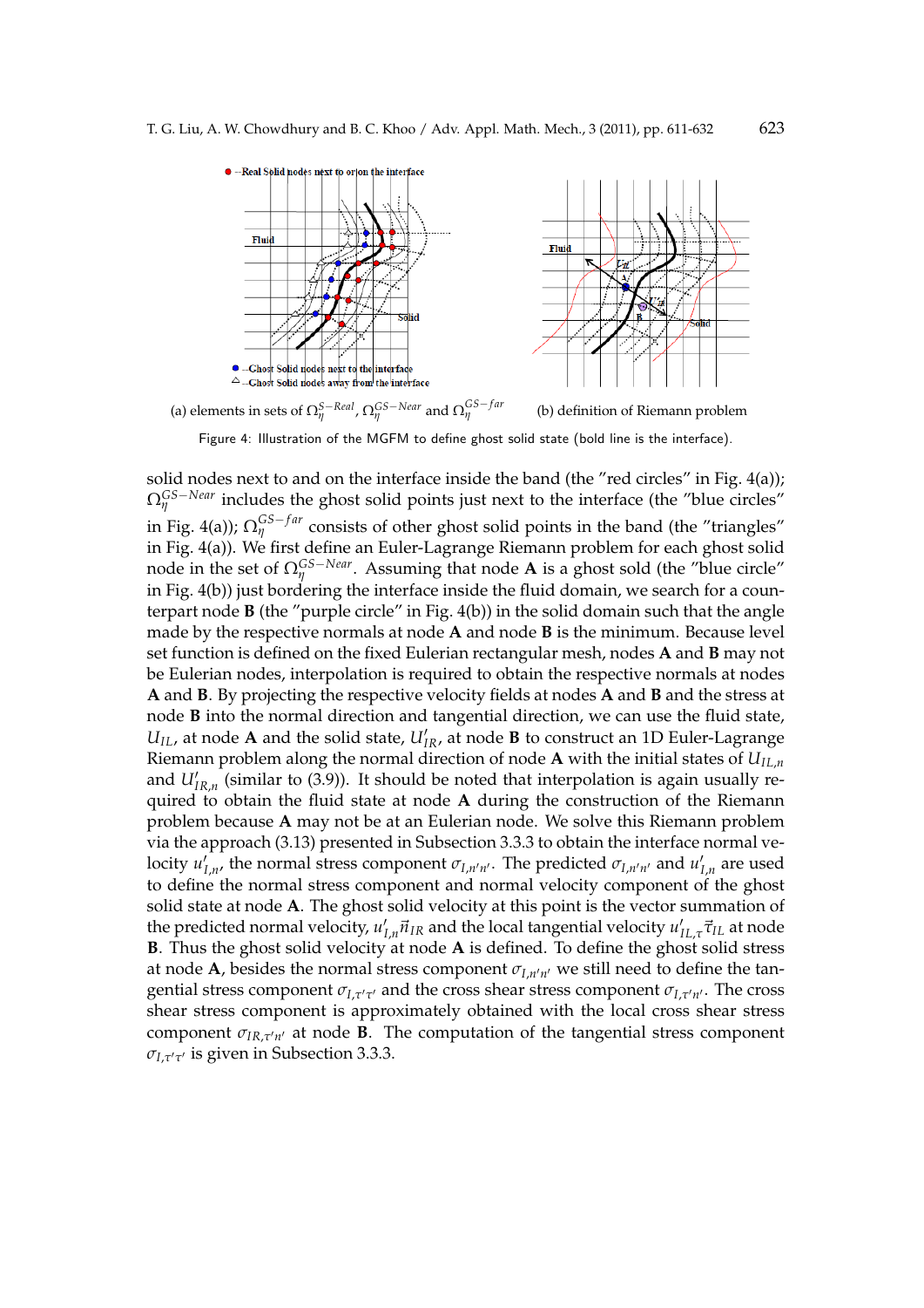(a) elements in sets of $\Omega_\eta^{S-Real}$, $\Omega_\eta^{GS-Near}$ and $\Omega_\eta^{GS-far}$ (b) definition of Riemann problem

Figure 4: Illustration of the MGFM to define ghost solid state (bold line is the interface).

solid nodes next to and on the interface inside the band (the "red circles" in Fig. 4(a)); $\Omega_\eta^{GS-Near}$ includes the ghost solid points just next to the interface (the "blue circles" in Fig. 4(a)); $\Omega_\eta^{GS-far}$ consists of other ghost solid points in the band (the "triangles" in Fig. 4(a)). We first define an Euler-Lagrange Riemann problem for each ghost solid node in the set of $\Omega_\eta^{GS-Near}$. Assuming that node **A** is a ghost sold (the "blue circle" in Fig. 4(b)) just bordering the interface inside the fluid domain, we search for a counterpart node **B** (the "purple circle" in Fig. 4(b)) in the solid domain such that the angle made by the respective normals at node **A** and node **B** is the minimum. Because level set function is defined on the fixed Eulerian rectangular mesh, nodes **A** and **B** may not be Eulerian nodes, interpolation is required to obtain the respective normals at nodes **A** and **B**. By projecting the respective velocity fields at nodes **A** and **B** and the stress at node **B** into the normal direction and tangential direction, we can use the fluid state, $U_{IL}$, at node **A** and the solid state, $U'_{IR}$, at node **B** to construct an 1D Euler-Lagrange Riemann problem along the normal direction of node **A** with the initial states of $U_{IL,n}$ and $U'_{IR,n}$ (similar to (3.9)). It should be noted that interpolation is again usually required to obtain the fluid state at node **A** during the construction of the Riemann problem because **A** may not be at an Eulerian node. We solve this Riemann problem via the approach (3.13) presented in Subsection 3.3.3 to obtain the interface normal velocity $u'_{I,n}$, the normal stress component $\sigma_{I,n'n'}$. The predicted $\sigma_{I,n'n'}$ and $u'_{I,n}$ are used to define the normal stress component and normal velocity component of the ghost solid state at node **A**. The ghost solid velocity at this point is the vector summation of the predicted normal velocity, $u'_{I,n}\vec{n}_{IR}$ and the local tangential velocity $u'_{IL,\tau}\vec{\tau}_{IL}$ at node **B**. Thus the ghost solid velocity at node **A** is defined. To define the ghost solid stress at node **A**, besides the normal stress component $\sigma_{I,n'n'}$ we still need to define the tangential stress component $\sigma_{I,\tau'\tau'}$ and the cross shear stress component $\sigma_{I,\tau'n'}$. The cross shear stress component is approximately obtained with the local cross shear stress component $\sigma_{IR,\tau'n'}$ at node **B**. The computation of the tangential stress component $\sigma_{I,\tau'\tau'}$ is given in Subsection 3.3.3.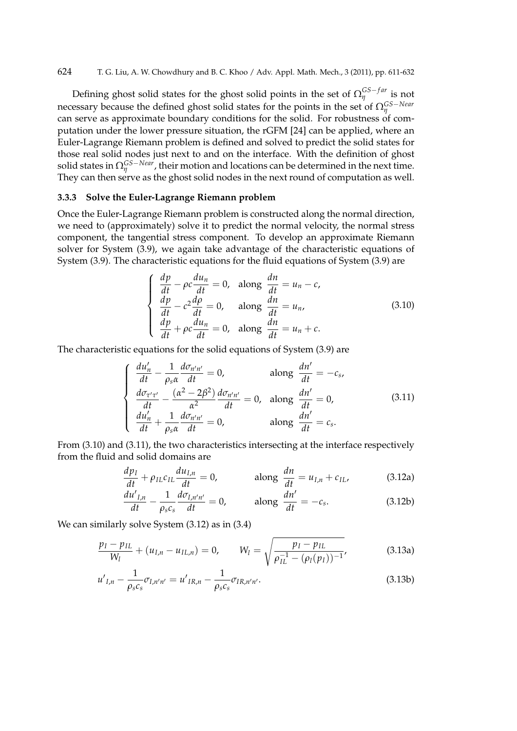Defining ghost solid states for the ghost solid points in the set of $\Omega_\eta^{GS-far}$ is not necessary because the defined ghost solid states for the points in the set of $\Omega_\eta^{GS-Near}$ can serve as approximate boundary conditions for the solid. For robustness of computation under the lower pressure situation, the rGFM [24] can be applied, where an Euler-Lagrange Riemann problem is defined and solved to predict the solid states for those real solid nodes just next to and on the interface. With the definition of ghost solid states in $\Omega_\eta^{GS-Near}$, their motion and locations can be determined in the next time. They can then serve as the ghost solid nodes in the next round of computation as well.

### 3.3.3 Solve the Euler-Lagrange Riemann problem

Once the Euler-Lagrange Riemann problem is constructed along the normal direction, we need to (approximately) solve it to predict the normal velocity, the normal stress component, the tangential stress component. To develop an approximate Riemann solver for System (3.9), we again take advantage of the characteristic equations of System (3.9). The characteristic equations for the fluid equations of System (3.9) are

$$
\begin{cases}
\dfrac{dp}{dt} - \rho c \dfrac{du_n}{dt} = 0, & \text{along } \dfrac{dn}{dt} = u_n - c, \\
\dfrac{dp}{dt} - c^2 \dfrac{d\rho}{dt} = 0, & \text{along } \dfrac{dn}{dt} = u_n, \\
\dfrac{dp}{dt} + \rho c \dfrac{du_n}{dt} = 0, & \text{along } \dfrac{dn}{dt} = u_n + c.
\end{cases}
\tag{3.10}
$$

The characteristic equations for the solid equations of System (3.9) are

$$
\begin{cases}
\dfrac{du'_n}{dt} - \dfrac{1}{\rho_s \alpha} \dfrac{d\sigma_{n'n'}}{dt} = 0, & \text{along } \dfrac{dn'}{dt} = -c_s, \\
\dfrac{d\sigma_{\tau'\tau'}}{dt} - \dfrac{(\alpha^2 - 2\beta^2)}{\alpha^2} \dfrac{d\sigma_{n'n'}}{dt} = 0, & \text{along } \dfrac{dn'}{dt} = 0, \\
\dfrac{du'_n}{dt} + \dfrac{1}{\rho_s \alpha} \dfrac{d\sigma_{n'n'}}{dt} = 0, & \text{along } \dfrac{dn'}{dt} = c_s.
\end{cases}
\tag{3.11}
$$

From (3.10) and (3.11), the two characteristics intersecting at the interface respectively from the fluid and solid domains are

$$
\frac{dp_I}{dt} + \rho_{IL} c_{IL} \frac{du_{I,n}}{dt} = 0, \qquad \text{along } \frac{dn}{dt} = u_{I,n} + c_{IL}, \tag{3.12a}
$$

$$
\frac{du'_{I,n}}{dt} - \frac{1}{\rho_s c_s} \frac{d\sigma_{I,n'n'}}{dt} = 0, \qquad \text{along } \frac{dn'}{dt} = -c_s. \tag{3.12b}
$$

We can similarly solve System (3.12) as in (3.4)

$$
\frac{p_I - p_{IL}}{W_l} + (u_{I,n} - u_{IL,n}) = 0, \qquad W_l = \sqrt{\frac{p_I - p_{IL}}{\rho_{IL}^{-1} - (\rho_I(p_I))^{-1}}}, \tag{3.13a}
$$

$$
u'_{I,n} - \frac{1}{\rho_s c_s} \sigma_{I,n'n'} = u'_{IR,n} - \frac{1}{\rho_s c_s} \sigma_{IR,n'n'}. \tag{3.13b}
$$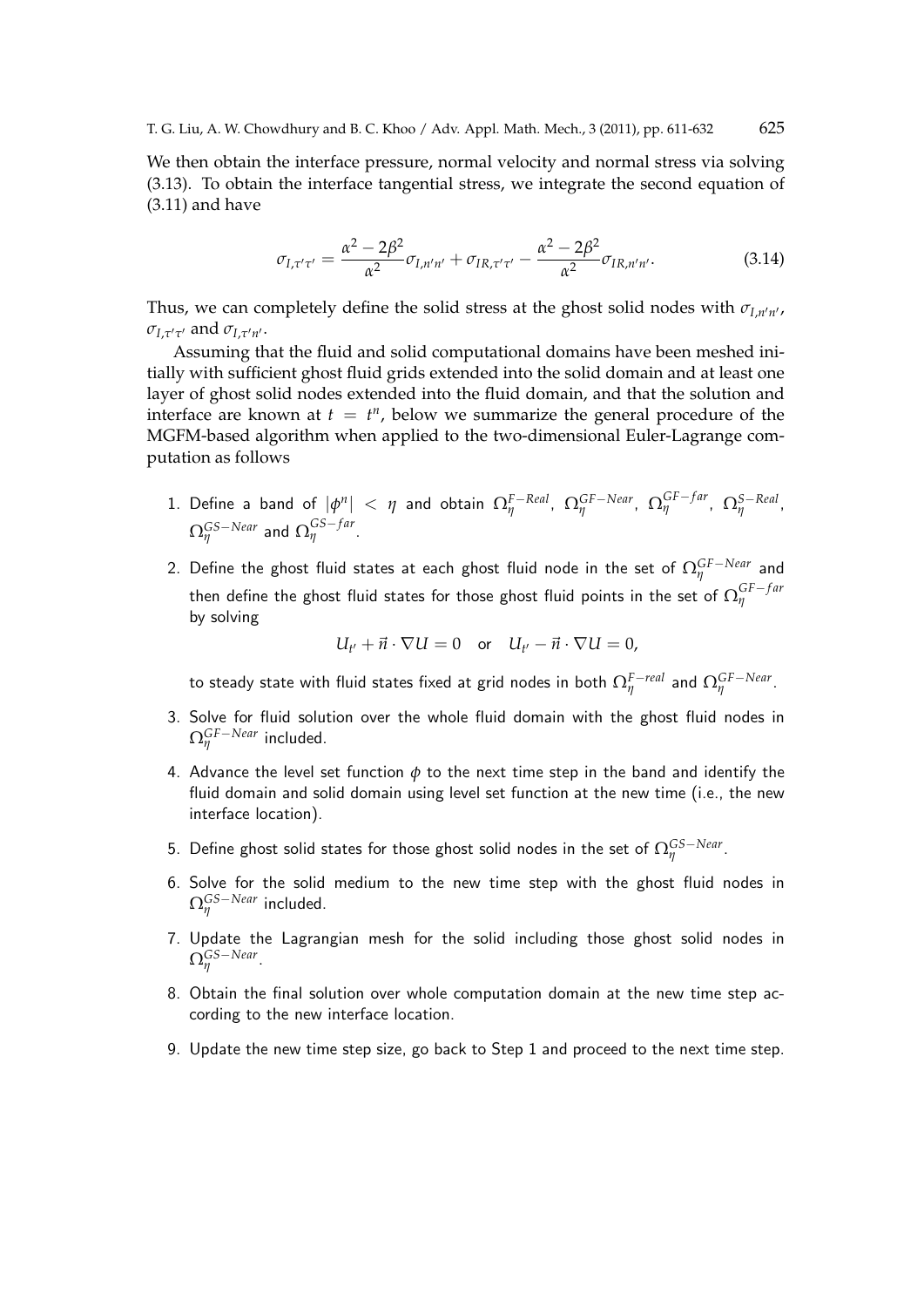We then obtain the interface pressure, normal velocity and normal stress via solving (3.13). To obtain the interface tangential stress, we integrate the second equation of (3.11) and have

$$\sigma_{I,\tau'\tau'} = \frac{\alpha^2 - 2\beta^2}{\alpha^2}\sigma_{I,n'n'} + \sigma_{IR,\tau'\tau'} - \frac{\alpha^2 - 2\beta^2}{\alpha^2}\sigma_{IR,n'n'}. \tag{3.14}$$

Thus, we can completely define the solid stress at the ghost solid nodes with $\sigma_{I,n'n'}$, $\sigma_{I,\tau'\tau'}$ and $\sigma_{I,\tau'n'}$.

Assuming that the fluid and solid computational domains have been meshed initially with sufficient ghost fluid grids extended into the solid domain and at least one layer of ghost solid nodes extended into the fluid domain, and that the solution and interface are known at $t = t^n$, below we summarize the general procedure of the MGFM-based algorithm when applied to the two-dimensional Euler-Lagrange computation as follows

1. Define a band of $|\phi^n| < \eta$ and obtain $\Omega_\eta^{F-Real}$, $\Omega_\eta^{GF-Near}$, $\Omega_\eta^{GF-far}$, $\Omega_\eta^{S-Real}$, $\Omega_\eta^{GS-Near}$ and $\Omega_\eta^{GS-far}$.
2. Define the ghost fluid states at each ghost fluid node in the set of $\Omega_\eta^{GF-Near}$ and then define the ghost fluid states for those ghost fluid points in the set of $\Omega_\eta^{GF-far}$ by solving
$$U_{t'} + \vec{n}\cdot\nabla U = 0 \quad \text{or} \quad U_{t'} - \vec{n}\cdot\nabla U = 0,$$
to steady state with fluid states fixed at grid nodes in both $\Omega_\eta^{F-real}$ and $\Omega_\eta^{GF-Near}$.
3. Solve for fluid solution over the whole fluid domain with the ghost fluid nodes in $\Omega_\eta^{GF-Near}$ included.
4. Advance the level set function $\phi$ to the next time step in the band and identify the fluid domain and solid domain using level set function at the new time (i.e., the new interface location).
5. Define ghost solid states for those ghost solid nodes in the set of $\Omega_\eta^{GS-Near}$.
6. Solve for the solid medium to the new time step with the ghost fluid nodes in $\Omega_\eta^{GS-Near}$ included.
7. Update the Lagrangian mesh for the solid including those ghost solid nodes in $\Omega_\eta^{GS-Near}$.
8. Obtain the final solution over whole computation domain at the new time step according to the new interface location.
9. Update the new time step size, go back to Step 1 and proceed to the next time step.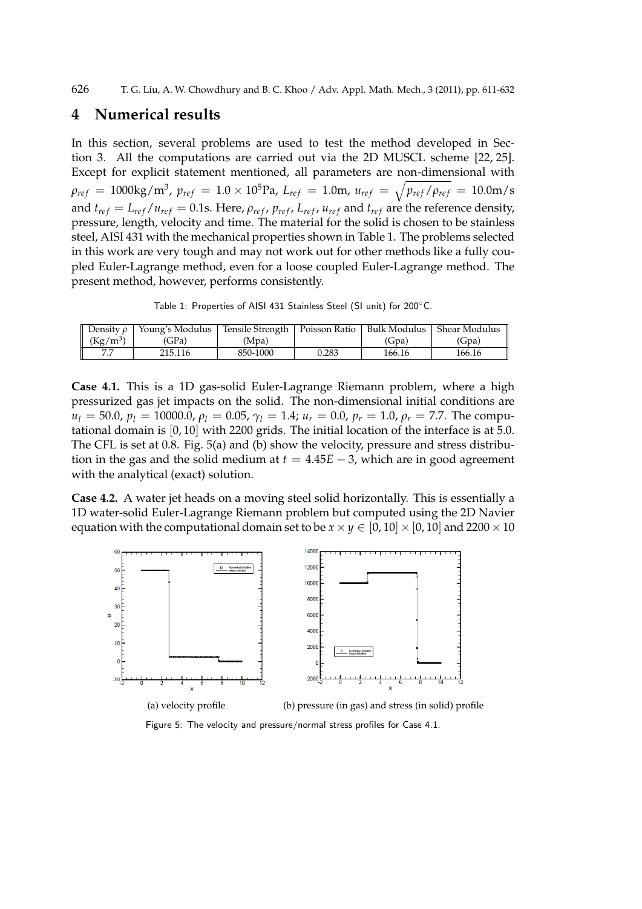# 4 Numerical results

In this section, several problems are used to test the method developed in Section 3. All the computations are carried out via the 2D MUSCL scheme [22, 25]. Except for explicit statement mentioned, all parameters are non-dimensional with $\rho_{ref} = 1000\text{kg/m}^3$, $p_{ref} = 1.0 \times 10^5\text{Pa}$, $L_{ref} = 1.0\text{m}$, $u_{ref} = \sqrt{p_{ref}/\rho_{ref}} = 10.0\text{m/s}$ and $t_{ref} = L_{ref}/u_{ref} = 0.1\text{s}$. Here, $\rho_{ref}$, $p_{ref}$, $L_{ref}$, $u_{ref}$ and $t_{ref}$ are the reference density, pressure, length, velocity and time. The material for the solid is chosen to be stainless steel, AISI 431 with the mechanical properties shown in Table 1. The problems selected in this work are very tough and may not work out for other methods like a fully coupled Euler-Lagrange method, even for a loose coupled Euler-Lagrange method. The present method, however, performs consistently.

Table 1: Properties of AISI 431 Stainless Steel (SI unit) for 200°C.

| Density $\rho$ (Kg/m$^3$) | Young's Modulus (GPa) | Tensile Strength (Mpa) | Poisson Ratio | Bulk Modulus (Gpa) | Shear Modulus (Gpa) |
|---|---|---|---|---|---|
| 7.7 | 215.116 | 850-1000 | 0.283 | 166.16 | 166.16 |

**Case 4.1.** This is a 1D gas-solid Euler-Lagrange Riemann problem, where a high pressurized gas jet impacts on the solid. The non-dimensional initial conditions are $u_l = 50.0$, $p_l = 10000.0$, $\rho_l = 0.05$, $\gamma_l = 1.4$; $u_r = 0.0$, $p_r = 1.0$, $\rho_r = 7.7$. The computational domain is $[0, 10]$ with 2200 grids. The initial location of the interface is at 5.0. The CFL is set at 0.8. Fig. 5(a) and (b) show the velocity, pressure and stress distribution in the gas and the solid medium at $t = 4.45E-3$, which are in good agreement with the analytical (exact) solution.

**Case 4.2.** A water jet heads on a moving steel solid horizontally. This is essentially a 1D water-solid Euler-Lagrange Riemann problem but computed using the 2D Navier equation with the computational domain set to be $x \times y \in [0, 10] \times [0, 10]$ and $2200 \times 10$

(a) velocity profile

(b) pressure (in gas) and stress (in solid) profile

Figure 5: The velocity and pressure/normal stress profiles for Case 4.1.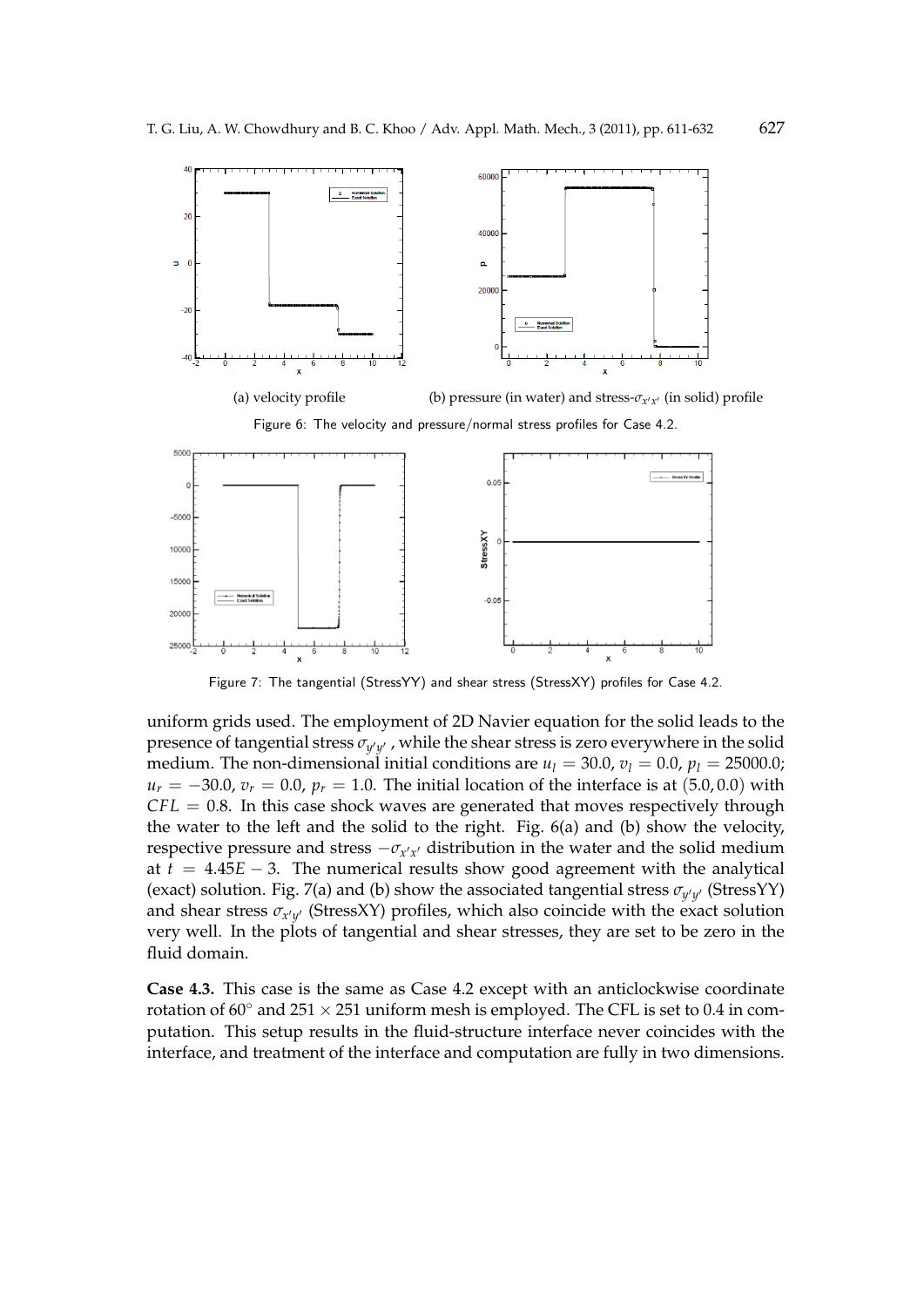(a) velocity profile

(b) pressure (in water) and stress-$\sigma_{x'x'}$ (in solid) profile

Figure 6: The velocity and pressure/normal stress profiles for Case 4.2.

Figure 7: The tangential (StressYY) and shear stress (StressXY) profiles for Case 4.2.

uniform grids used. The employment of 2D Navier equation for the solid leads to the presence of tangential stress $\sigma_{y'y'}$ , while the shear stress is zero everywhere in the solid medium. The non-dimensional initial conditions are $u_l = 30.0$, $v_l = 0.0$, $p_l = 25000.0$; $u_r = -30.0$, $v_r = 0.0$, $p_r = 1.0$. The initial location of the interface is at $(5.0, 0.0)$ with $CFL = 0.8$. In this case shock waves are generated that moves respectively through the water to the left and the solid to the right. Fig. 6(a) and (b) show the velocity, respective pressure and stress $-\sigma_{x'x'}$ distribution in the water and the solid medium at $t = 4.45E-3$. The numerical results show good agreement with the analytical (exact) solution. Fig. 7(a) and (b) show the associated tangential stress $\sigma_{y'y'}$ (StressYY) and shear stress $\sigma_{x'y'}$ (StressXY) profiles, which also coincide with the exact solution very well. In the plots of tangential and shear stresses, they are set to be zero in the fluid domain.

**Case 4.3.** This case is the same as Case 4.2 except with an anticlockwise coordinate rotation of $60^\circ$ and $251 \times 251$ uniform mesh is employed. The CFL is set to 0.4 in computation. This setup results in the fluid-structure interface never coincides with the interface, and treatment of the interface and computation are fully in two dimensions.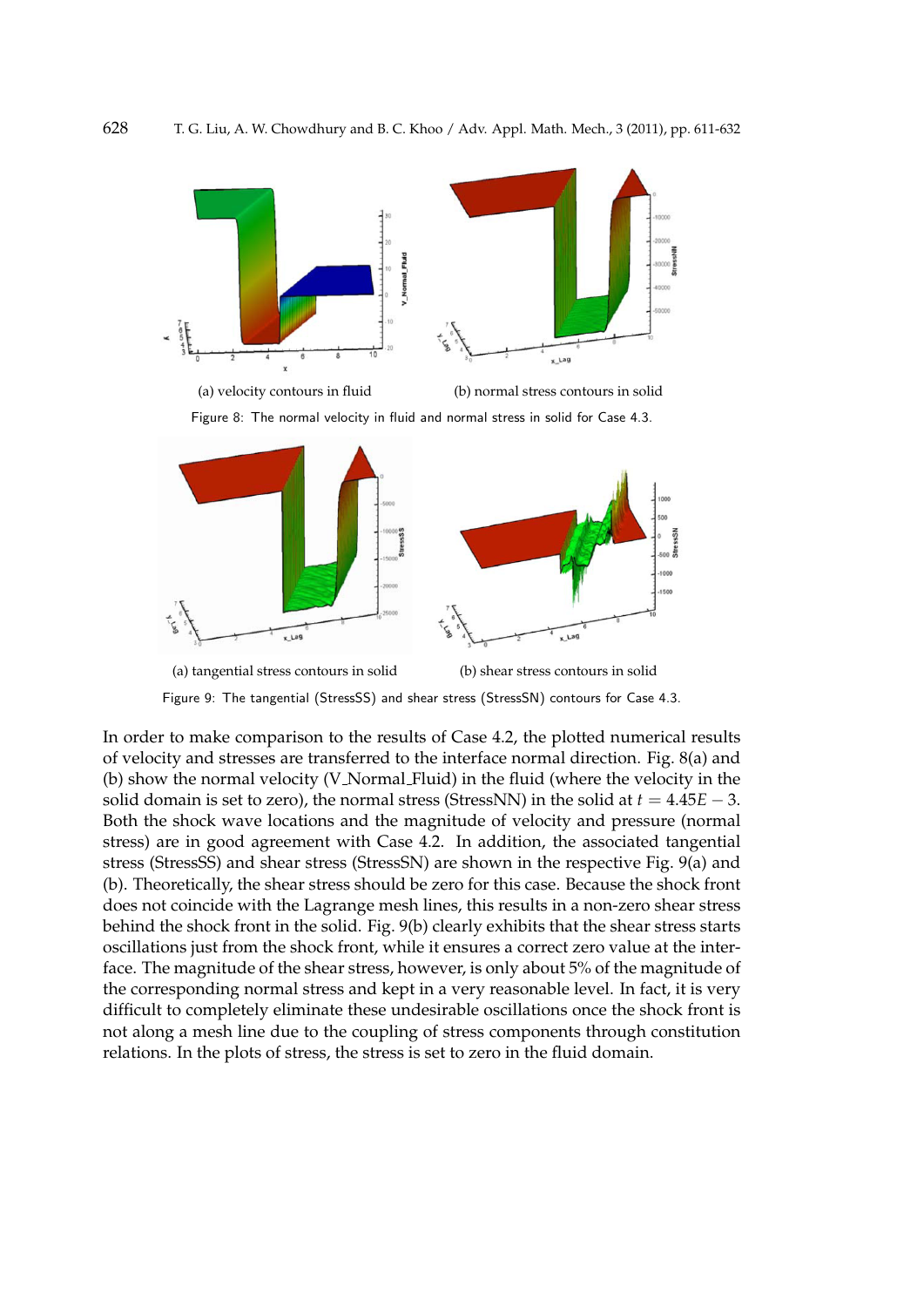(a) velocity contours in fluid

(b) normal stress contours in solid

Figure 8: The normal velocity in fluid and normal stress in solid for Case 4.3.

(a) tangential stress contours in solid

(b) shear stress contours in solid

Figure 9: The tangential (StressSS) and shear stress (StressSN) contours for Case 4.3.

In order to make comparison to the results of Case 4.2, the plotted numerical results of velocity and stresses are transferred to the interface normal direction. Fig. 8(a) and (b) show the normal velocity (V_Normal_Fluid) in the fluid (where the velocity in the solid domain is set to zero), the normal stress (StressNN) in the solid at $t = 4.45E-3$. Both the shock wave locations and the magnitude of velocity and pressure (normal stress) are in good agreement with Case 4.2. In addition, the associated tangential stress (StressSS) and shear stress (StressSN) are shown in the respective Fig. 9(a) and (b). Theoretically, the shear stress should be zero for this case. Because the shock front does not coincide with the Lagrange mesh lines, this results in a non-zero shear stress behind the shock front in the solid. Fig. 9(b) clearly exhibits that the shear stress starts oscillations just from the shock front, while it ensures a correct zero value at the interface. The magnitude of the shear stress, however, is only about 5% of the magnitude of the corresponding normal stress and kept in a very reasonable level. In fact, it is very difficult to completely eliminate these undesirable oscillations once the shock front is not along a mesh line due to the coupling of stress components through constitution relations. In the plots of stress, the stress is set to zero in the fluid domain.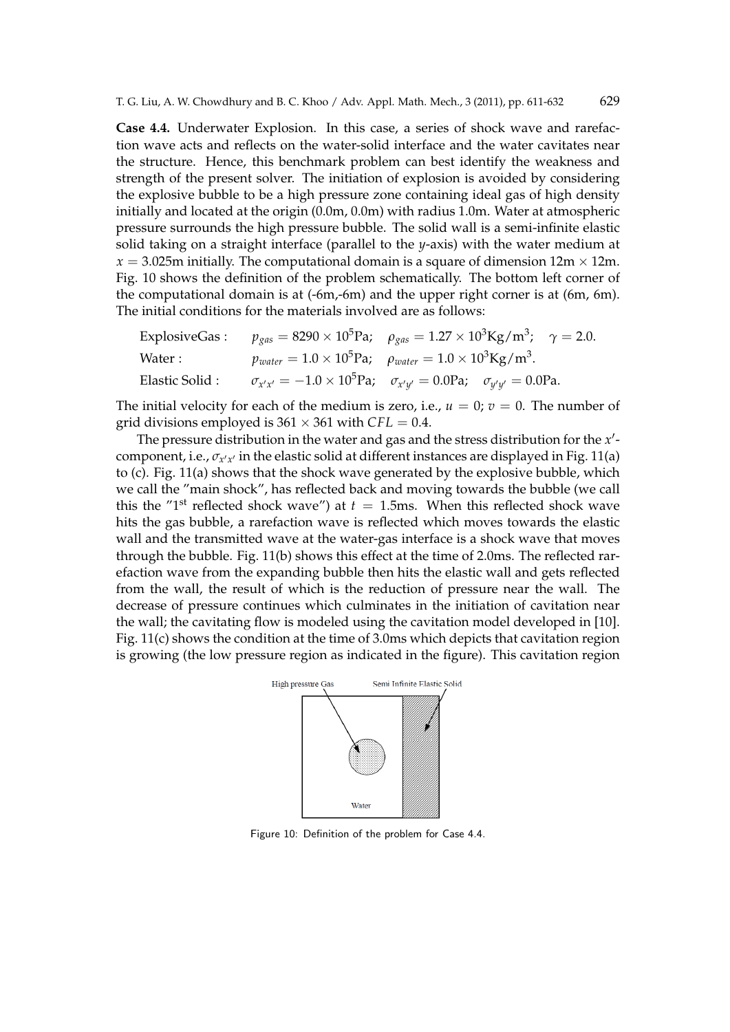**Case 4.4.** Underwater Explosion. In this case, a series of shock wave and rarefaction wave acts and reflects on the water-solid interface and the water cavitates near the structure. Hence, this benchmark problem can best identify the weakness and strength of the present solver. The initiation of explosion is avoided by considering the explosive bubble to be a high pressure zone containing ideal gas of high density initially and located at the origin (0.0m, 0.0m) with radius 1.0m. Water at atmospheric pressure surrounds the high pressure bubble. The solid wall is a semi-infinite elastic solid taking on a straight interface (parallel to the $y$-axis) with the water medium at $x = 3.025$m initially. The computational domain is a square of dimension 12m $\times$ 12m. Fig. 10 shows the definition of the problem schematically. The bottom left corner of the computational domain is at (-6m,-6m) and the upper right corner is at (6m, 6m). The initial conditions for the materials involved are as follows:

ExplosiveGas : $\quad p_{gas} = 8290 \times 10^5\text{Pa}; \quad \rho_{gas} = 1.27 \times 10^3\text{Kg/m}^3; \quad \gamma = 2.0.$

Water : $\quad p_{water} = 1.0 \times 10^5\text{Pa}; \quad \rho_{water} = 1.0 \times 10^3\text{Kg/m}^3.$

Elastic Solid : $\quad \sigma_{x'x'} = -1.0 \times 10^5\text{Pa}; \quad \sigma_{x'y'} = 0.0\text{Pa}; \quad \sigma_{y'y'} = 0.0\text{Pa}.$

The initial velocity for each of the medium is zero, i.e., $u = 0$; $v = 0$. The number of grid divisions employed is $361 \times 361$ with $CFL = 0.4$.

The pressure distribution in the water and gas and the stress distribution for the $x'$-component, i.e., $\sigma_{x'x'}$ in the elastic solid at different instances are displayed in Fig. 11(a) to (c). Fig. 11(a) shows that the shock wave generated by the explosive bubble, which we call the "main shock", has reflected back and moving towards the bubble (we call this the "1$^{\text{st}}$ reflected shock wave") at $t = 1.5$ms. When this reflected shock wave hits the gas bubble, a rarefaction wave is reflected which moves towards the elastic wall and the transmitted wave at the water-gas interface is a shock wave that moves through the bubble. Fig. 11(b) shows this effect at the time of 2.0ms. The reflected rarefaction wave from the expanding bubble then hits the elastic wall and gets reflected from the wall, the result of which is the reduction of pressure near the wall. The decrease of pressure continues which culminates in the initiation of cavitation near the wall; the cavitating flow is modeled using the cavitation model developed in [10]. Fig. 11(c) shows the condition at the time of 3.0ms which depicts that cavitation region is growing (the low pressure region as indicated in the figure). This cavitation region

High pressure Gas — Semi Infinite Elastic Solid — Water

Figure 10: Definition of the problem for Case 4.4.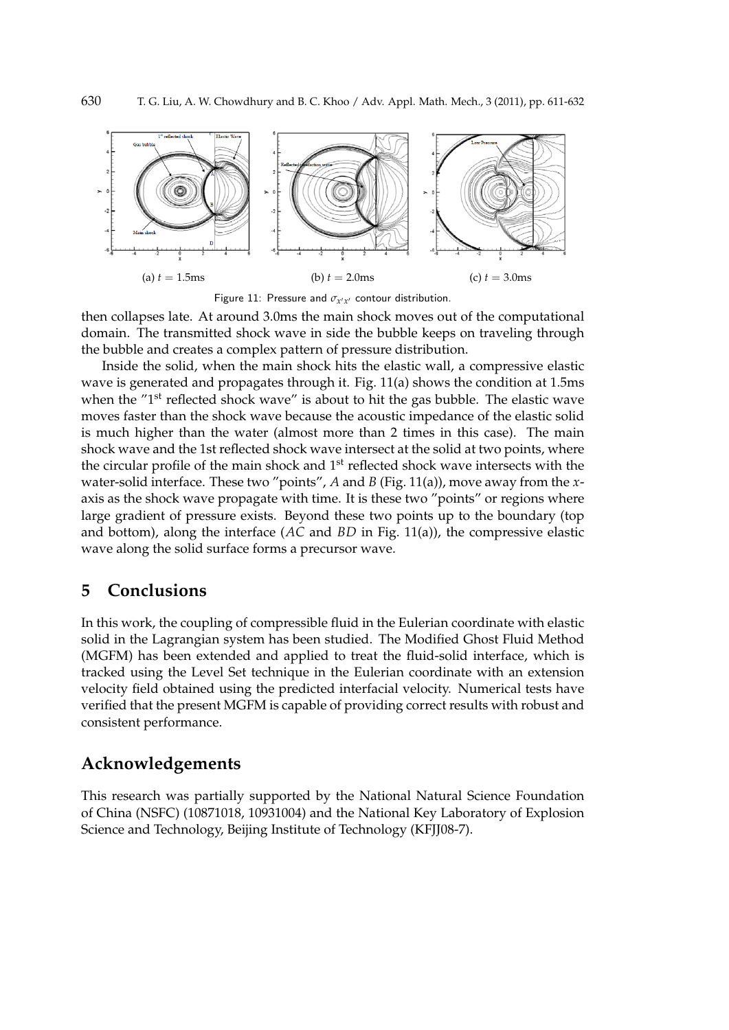(a) $t = 1.5$ms (b) $t = 2.0$ms (c) $t = 3.0$ms

Figure 11: Pressure and $\sigma_{x'x'}$ contour distribution.

then collapses late. At around 3.0ms the main shock moves out of the computational domain. The transmitted shock wave in side the bubble keeps on traveling through the bubble and creates a complex pattern of pressure distribution.

Inside the solid, when the main shock hits the elastic wall, a compressive elastic wave is generated and propagates through it. Fig. 11(a) shows the condition at 1.5ms when the "1st reflected shock wave" is about to hit the gas bubble. The elastic wave moves faster than the shock wave because the acoustic impedance of the elastic solid is much higher than the water (almost more than 2 times in this case). The main shock wave and the 1st reflected shock wave intersect at the solid at two points, where the circular profile of the main shock and 1st reflected shock wave intersects with the water-solid interface. These two "points", $A$ and $B$ (Fig. 11(a)), move away from the $x$-axis as the shock wave propagate with time. It is these two "points" or regions where large gradient of pressure exists. Beyond these two points up to the boundary (top and bottom), along the interface ($AC$ and $BD$ in Fig. 11(a)), the compressive elastic wave along the solid surface forms a precursor wave.

## 5 Conclusions

In this work, the coupling of compressible fluid in the Eulerian coordinate with elastic solid in the Lagrangian system has been studied. The Modified Ghost Fluid Method (MGFM) has been extended and applied to treat the fluid-solid interface, which is tracked using the Level Set technique in the Eulerian coordinate with an extension velocity field obtained using the predicted interfacial velocity. Numerical tests have verified that the present MGFM is capable of providing correct results with robust and consistent performance.

## Acknowledgements

This research was partially supported by the National Natural Science Foundation of China (NSFC) (10871018, 10931004) and the National Key Laboratory of Explosion Science and Technology, Beijing Institute of Technology (KFJJ08-7).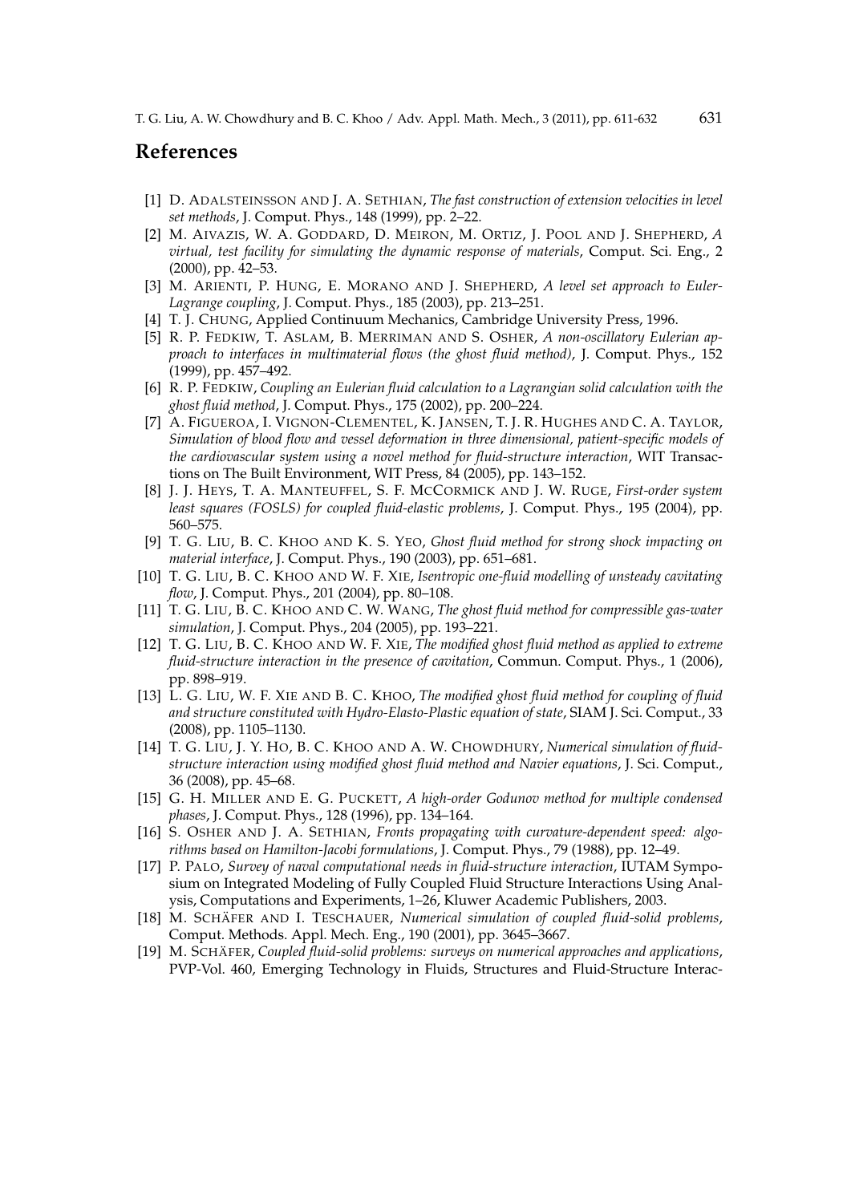## References

[1] D. Adalsteinsson and J. A. Sethian, *The fast construction of extension velocities in level set methods*, J. Comput. Phys., 148 (1999), pp. 2–22.

[2] M. Aivazis, W. A. Goddard, D. Meiron, M. Ortiz, J. Pool and J. Shepherd, *A virtual, test facility for simulating the dynamic response of materials*, Comput. Sci. Eng., 2 (2000), pp. 42–53.

[3] M. Arienti, P. Hung, E. Morano and J. Shepherd, *A level set approach to Euler-Lagrange coupling*, J. Comput. Phys., 185 (2003), pp. 213–251.

[4] T. J. Chung, Applied Continuum Mechanics, Cambridge University Press, 1996.

[5] R. P. Fedkiw, T. Aslam, B. Merriman and S. Osher, *A non-oscillatory Eulerian approach to interfaces in multimaterial flows (the ghost fluid method)*, J. Comput. Phys., 152 (1999), pp. 457–492.

[6] R. P. Fedkiw, *Coupling an Eulerian fluid calculation to a Lagrangian solid calculation with the ghost fluid method*, J. Comput. Phys., 175 (2002), pp. 200–224.

[7] A. Figueroa, I. Vignon-Clementel, K. Jansen, T. J. R. Hughes and C. A. Taylor, *Simulation of blood flow and vessel deformation in three dimensional, patient-specific models of the cardiovascular system using a novel method for fluid-structure interaction*, WIT Transactions on The Built Environment, WIT Press, 84 (2005), pp. 143–152.

[8] J. J. Heys, T. A. Manteuffel, S. F. McCormick and J. W. Ruge, *First-order system least squares (FOSLS) for coupled fluid-elastic problems*, J. Comput. Phys., 195 (2004), pp. 560–575.

[9] T. G. Liu, B. C. Khoo and K. S. Yeo, *Ghost fluid method for strong shock impacting on material interface*, J. Comput. Phys., 190 (2003), pp. 651–681.

[10] T. G. Liu, B. C. Khoo and W. F. Xie, *Isentropic one-fluid modelling of unsteady cavitating flow*, J. Comput. Phys., 201 (2004), pp. 80–108.

[11] T. G. Liu, B. C. Khoo and C. W. Wang, *The ghost fluid method for compressible gas-water simulation*, J. Comput. Phys., 204 (2005), pp. 193–221.

[12] T. G. Liu, B. C. Khoo and W. F. Xie, *The modified ghost fluid method as applied to extreme fluid-structure interaction in the presence of cavitation*, Commun. Comput. Phys., 1 (2006), pp. 898–919.

[13] L. G. Liu, W. F. Xie and B. C. Khoo, *The modified ghost fluid method for coupling of fluid and structure constituted with Hydro-Elasto-Plastic equation of state*, SIAM J. Sci. Comput., 33 (2008), pp. 1105–1130.

[14] T. G. Liu, J. Y. Ho, B. C. Khoo and A. W. Chowdhury, *Numerical simulation of fluid-structure interaction using modified ghost fluid method and Navier equations*, J. Sci. Comput., 36 (2008), pp. 45–68.

[15] G. H. Miller and E. G. Puckett, *A high-order Godunov method for multiple condensed phases*, J. Comput. Phys., 128 (1996), pp. 134–164.

[16] S. Osher and J. A. Sethian, *Fronts propagating with curvature-dependent speed: algorithms based on Hamilton-Jacobi formulations*, J. Comput. Phys., 79 (1988), pp. 12–49.

[17] P. Palo, *Survey of naval computational needs in fluid-structure interaction*, IUTAM Symposium on Integrated Modeling of Fully Coupled Fluid Structure Interactions Using Analysis, Computations and Experiments, 1–26, Kluwer Academic Publishers, 2003.

[18] M. Schäfer and I. Teschauer, *Numerical simulation of coupled fluid-solid problems*, Comput. Methods. Appl. Mech. Eng., 190 (2001), pp. 3645–3667.

[19] M. Schäfer, *Coupled fluid-solid problems: surveys on numerical approaches and applications*, PVP-Vol. 460, Emerging Technology in Fluids, Structures and Fluid-Structure Interac-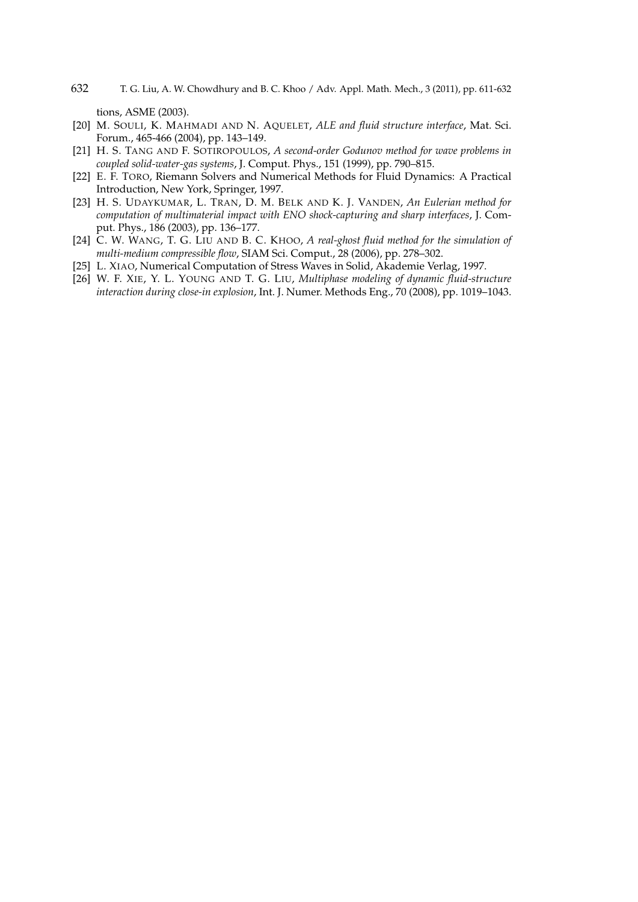tions, ASME (2003).

[20] M. SOULI, K. MAHMADI AND N. AQUELET, *ALE and fluid structure interface*, Mat. Sci. Forum., 465-466 (2004), pp. 143–149.

[21] H. S. TANG AND F. SOTIROPOULOS, *A second-order Godunov method for wave problems in coupled solid-water-gas systems*, J. Comput. Phys., 151 (1999), pp. 790–815.

[22] E. F. TORO, Riemann Solvers and Numerical Methods for Fluid Dynamics: A Practical Introduction, New York, Springer, 1997.

[23] H. S. UDAYKUMAR, L. TRAN, D. M. BELK AND K. J. VANDEN, *An Eulerian method for computation of multimaterial impact with ENO shock-capturing and sharp interfaces*, J. Comput. Phys., 186 (2003), pp. 136–177.

[24] C. W. WANG, T. G. LIU AND B. C. KHOO, *A real-ghost fluid method for the simulation of multi-medium compressible flow*, SIAM Sci. Comput., 28 (2006), pp. 278–302.

[25] L. XIAO, Numerical Computation of Stress Waves in Solid, Akademie Verlag, 1997.

[26] W. F. XIE, Y. L. YOUNG AND T. G. LIU, *Multiphase modeling of dynamic fluid-structure interaction during close-in explosion*, Int. J. Numer. Methods Eng., 70 (2008), pp. 1019–1043.